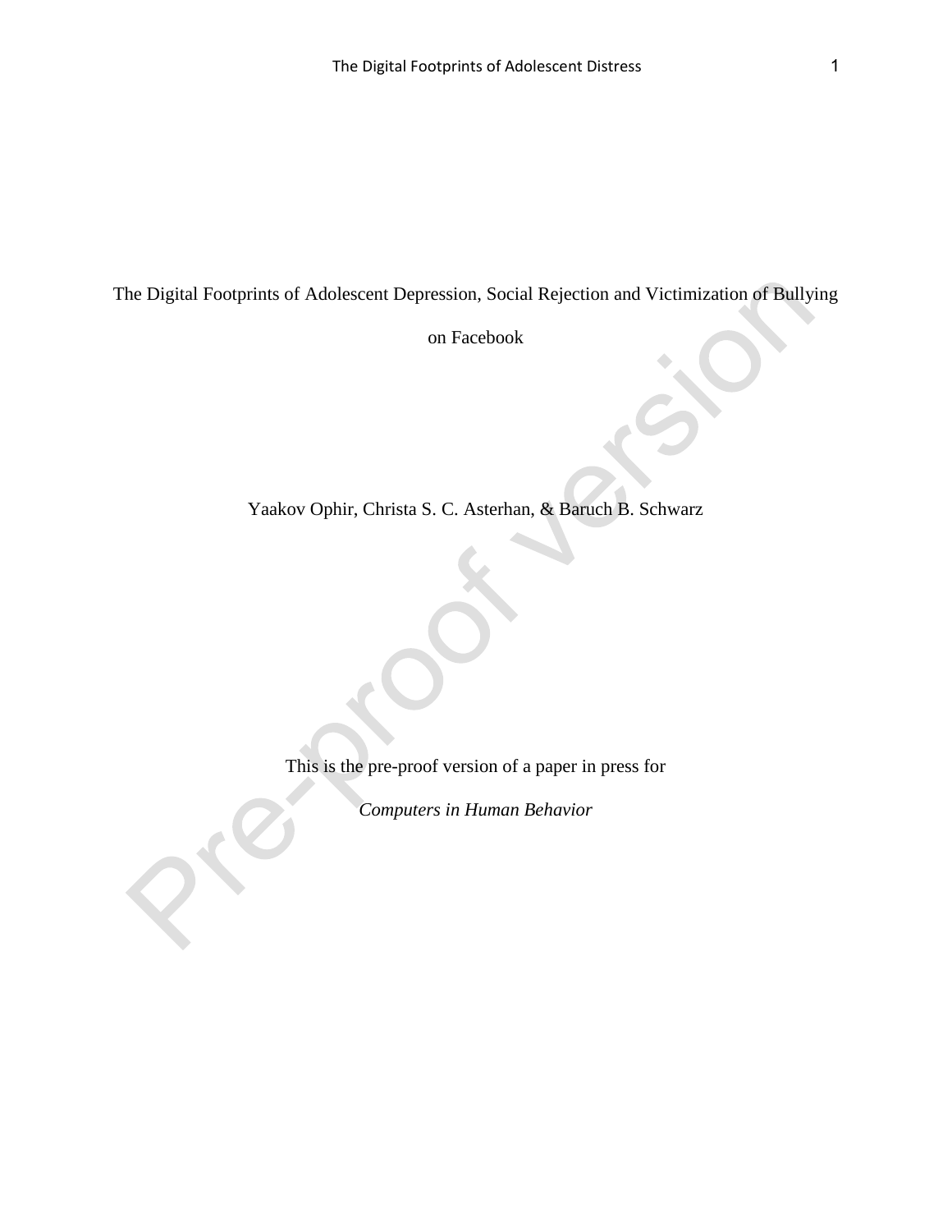# The Digital Footprints of Adolescent Depression, Social Rejection and Victimization of Bullying on Facebook

Yaakov Ophir, Christa S. C. Asterhan, & Baruch B. Schwarz

This is the pre-proof version of a paper in press for

*Computers in Human Behavior*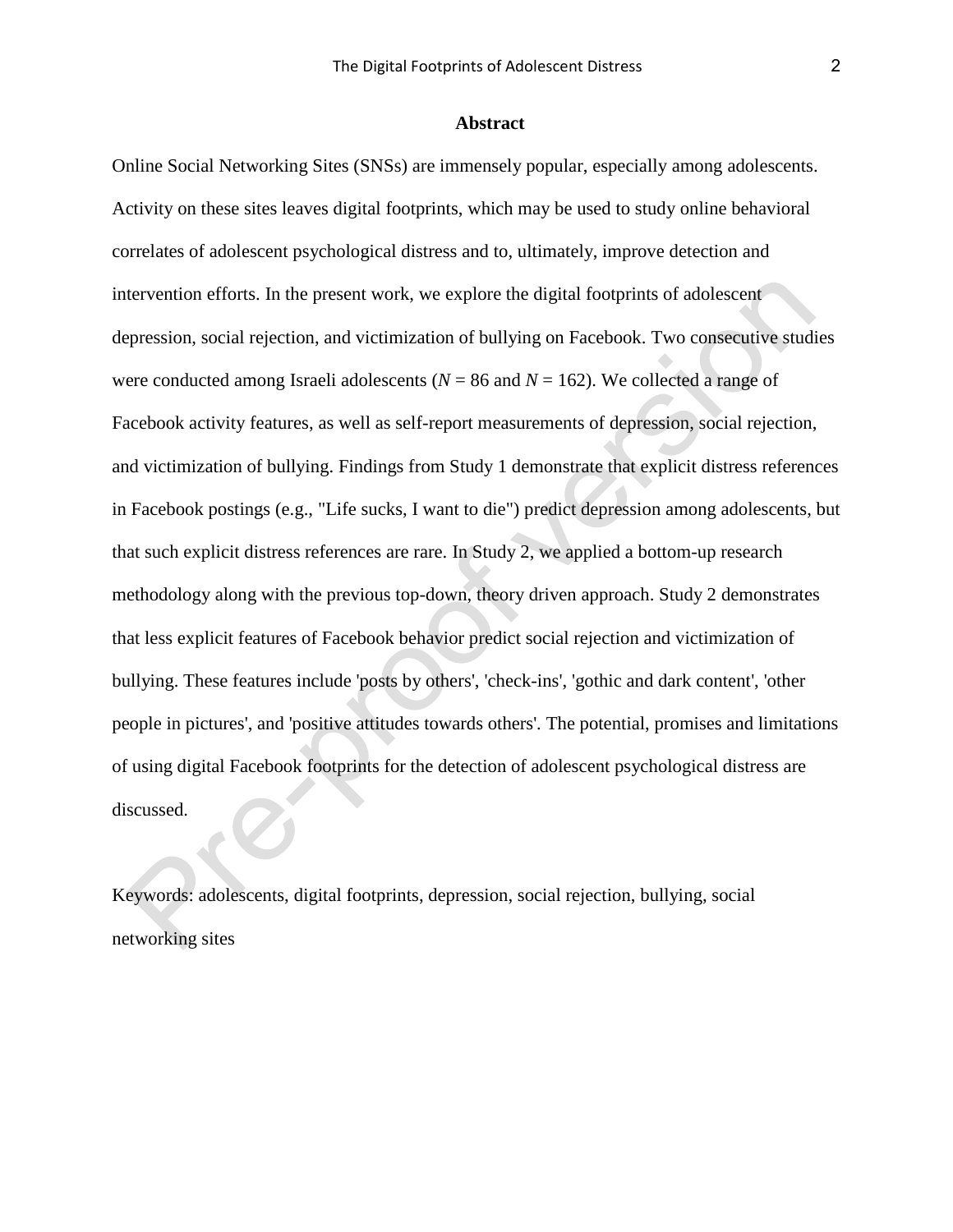## Abstract

Online Social Networking Sites (SNSs) are immensely popular, especially among adolescents. Activity on these sites leaves digital footprints, which may be used to study online behavioral correlates of adolescent psychological distress and to, ultimately, improve detection and intervention efforts. In the present work, we explore the digital footprints of adolescent depression, social rejection, and victimization of bullying on Facebook. Two consecutive studies were conducted among Israeli adolescents ($N$ = 86 and $N$ = 162). We collected a range of Facebook activity features, as well as self-report measurements of depression, social rejection, and victimization of bullying. Findings from Study 1 demonstrate that explicit distress references in Facebook postings (e.g., "Life sucks, I want to die") predict depression among adolescents, but that such explicit distress references are rare. In Study 2, we applied a bottom-up research methodology along with the previous top-down, theory driven approach. Study 2 demonstrates that less explicit features of Facebook behavior predict social rejection and victimization of bullying. These features include 'posts by others', 'check-ins', 'gothic and dark content', 'other people in pictures', and 'positive attitudes towards others'. The potential, promises and limitations of using digital Facebook footprints for the detection of adolescent psychological distress are discussed.

Keywords: adolescents, digital footprints, depression, social rejection, bullying, social networking sites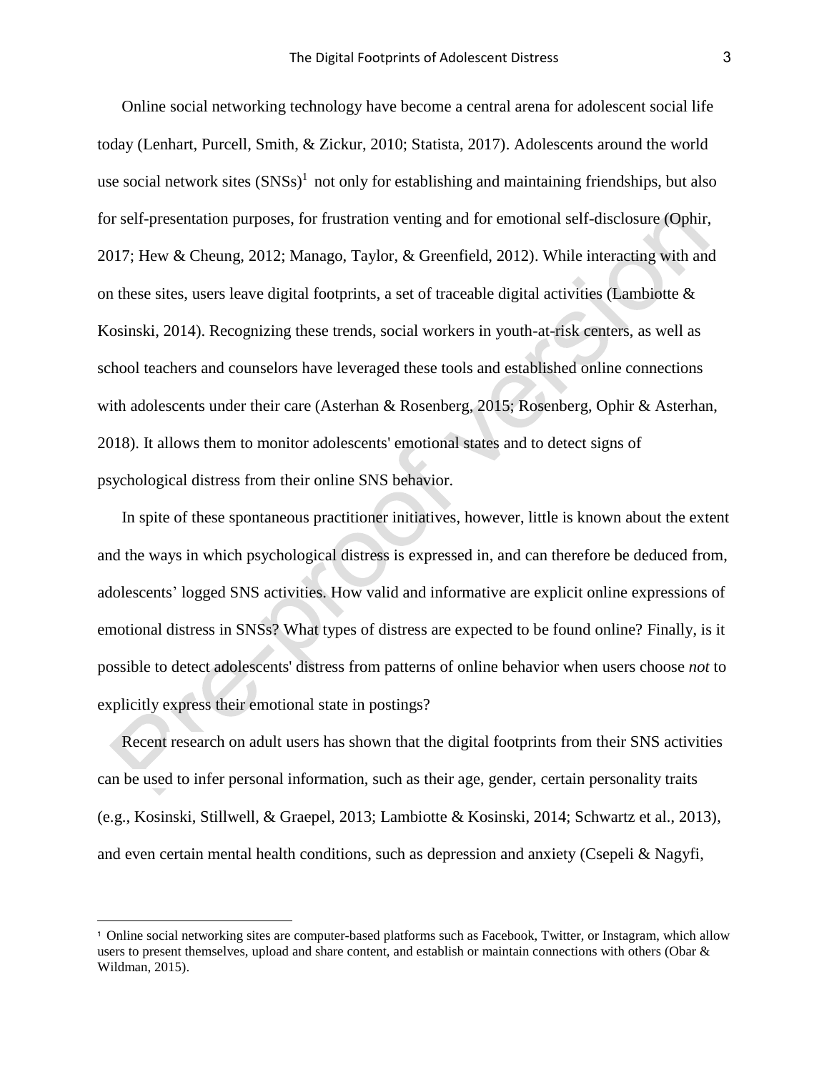Online social networking technology have become a central arena for adolescent social life today (Lenhart, Purcell, Smith, & Zickur, 2010; Statista, 2017). Adolescents around the world use social network sites (SNSs)[1] not only for establishing and maintaining friendships, but also for self-presentation purposes, for frustration venting and for emotional self-disclosure (Ophir, 2017; Hew & Cheung, 2012; Manago, Taylor, & Greenfield, 2012). While interacting with and on these sites, users leave digital footprints, a set of traceable digital activities (Lambiotte & Kosinski, 2014). Recognizing these trends, social workers in youth-at-risk centers, as well as school teachers and counselors have leveraged these tools and established online connections with adolescents under their care (Asterhan & Rosenberg, 2015; Rosenberg, Ophir & Asterhan, 2018). It allows them to monitor adolescents' emotional states and to detect signs of psychological distress from their online SNS behavior.

In spite of these spontaneous practitioner initiatives, however, little is known about the extent and the ways in which psychological distress is expressed in, and can therefore be deduced from, adolescents' logged SNS activities. How valid and informative are explicit online expressions of emotional distress in SNSs? What types of distress are expected to be found online? Finally, is it possible to detect adolescents' distress from patterns of online behavior when users choose *not* to explicitly express their emotional state in postings?

Recent research on adult users has shown that the digital footprints from their SNS activities can be used to infer personal information, such as their age, gender, certain personality traits (e.g., Kosinski, Stillwell, & Graepel, 2013; Lambiotte & Kosinski, 2014; Schwartz et al., 2013), and even certain mental health conditions, such as depression and anxiety (Csepeli & Nagyfi,

---

[1] Online social networking sites are computer-based platforms such as Facebook, Twitter, or Instagram, which allow users to present themselves, upload and share content, and establish or maintain connections with others (Obar & Wildman, 2015).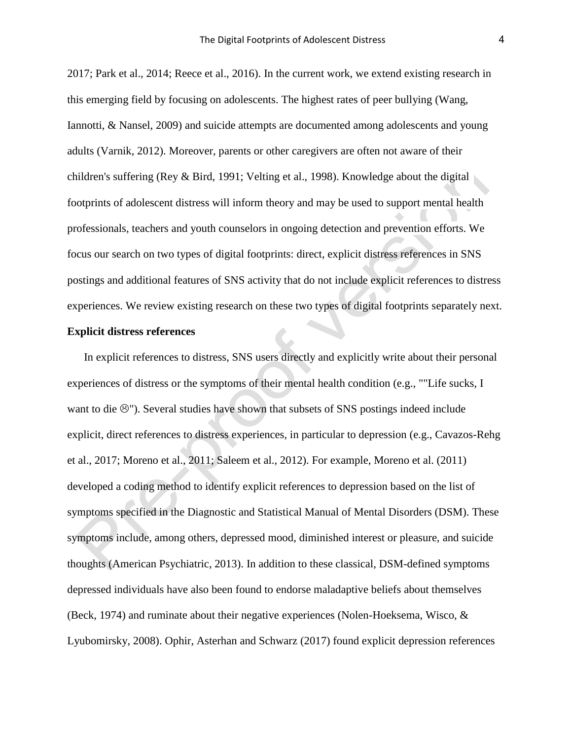2017; Park et al., 2014; Reece et al., 2016). In the current work, we extend existing research in this emerging field by focusing on adolescents. The highest rates of peer bullying (Wang, Iannotti, & Nansel, 2009) and suicide attempts are documented among adolescents and young adults (Varnik, 2012). Moreover, parents or other caregivers are often not aware of their children's suffering (Rey & Bird, 1991; Velting et al., 1998). Knowledge about the digital footprints of adolescent distress will inform theory and may be used to support mental health professionals, teachers and youth counselors in ongoing detection and prevention efforts. We focus our search on two types of digital footprints: direct, explicit distress references in SNS postings and additional features of SNS activity that do not include explicit references to distress experiences. We review existing research on these two types of digital footprints separately next.

**Explicit distress references**

In explicit references to distress, SNS users directly and explicitly write about their personal experiences of distress or the symptoms of their mental health condition (e.g., ""Life sucks, I want to die ☹"). Several studies have shown that subsets of SNS postings indeed include explicit, direct references to distress experiences, in particular to depression (e.g., Cavazos-Rehg et al., 2017; Moreno et al., 2011; Saleem et al., 2012). For example, Moreno et al. (2011) developed a coding method to identify explicit references to depression based on the list of symptoms specified in the Diagnostic and Statistical Manual of Mental Disorders (DSM). These symptoms include, among others, depressed mood, diminished interest or pleasure, and suicide thoughts (American Psychiatric, 2013). In addition to these classical, DSM-defined symptoms depressed individuals have also been found to endorse maladaptive beliefs about themselves (Beck, 1974) and ruminate about their negative experiences (Nolen-Hoeksema, Wisco, & Lyubomirsky, 2008). Ophir, Asterhan and Schwarz (2017) found explicit depression references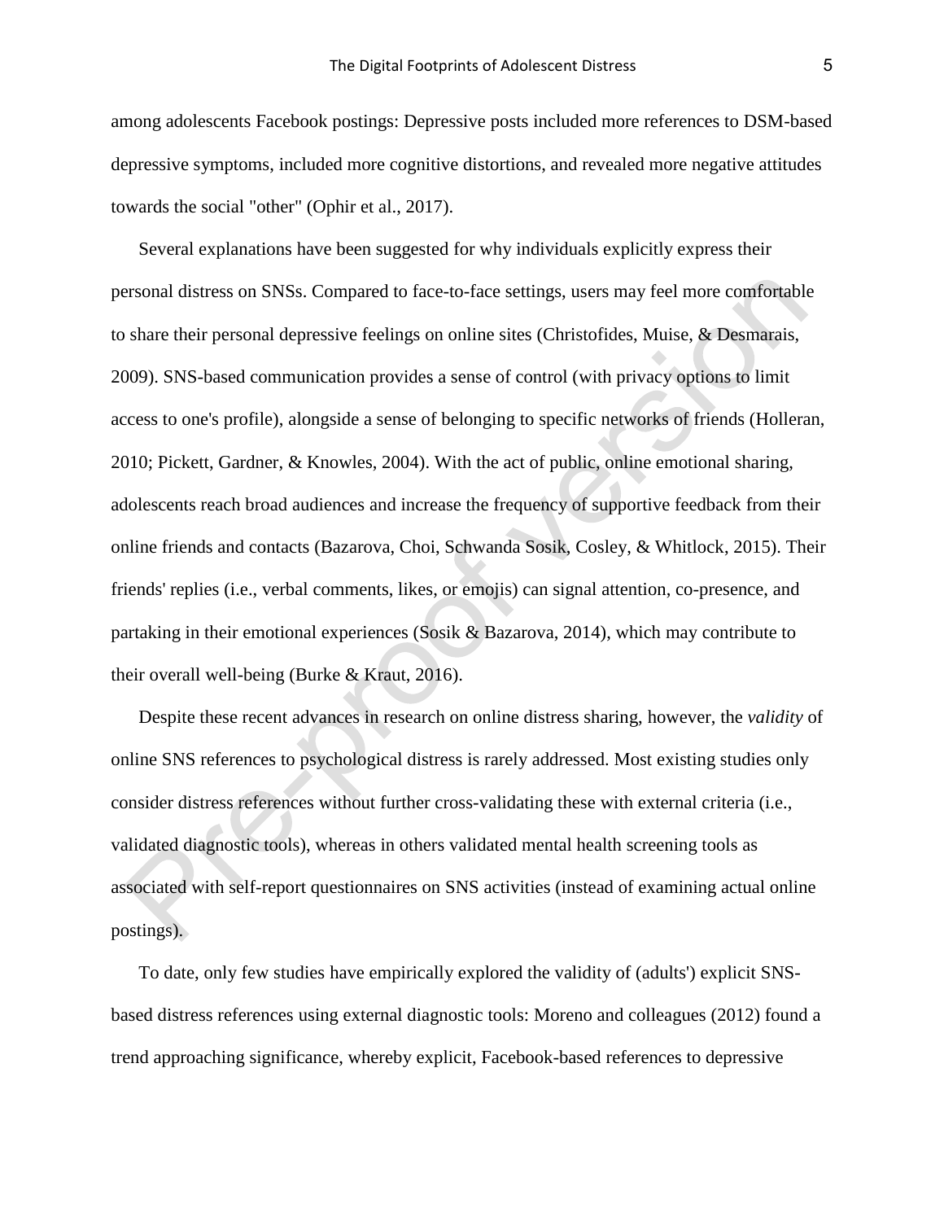among adolescents Facebook postings: Depressive posts included more references to DSM-based depressive symptoms, included more cognitive distortions, and revealed more negative attitudes towards the social "other" (Ophir et al., 2017).

Several explanations have been suggested for why individuals explicitly express their personal distress on SNSs. Compared to face-to-face settings, users may feel more comfortable to share their personal depressive feelings on online sites (Christofides, Muise, & Desmarais, 2009). SNS-based communication provides a sense of control (with privacy options to limit access to one's profile), alongside a sense of belonging to specific networks of friends (Holleran, 2010; Pickett, Gardner, & Knowles, 2004). With the act of public, online emotional sharing, adolescents reach broad audiences and increase the frequency of supportive feedback from their online friends and contacts (Bazarova, Choi, Schwanda Sosik, Cosley, & Whitlock, 2015). Their friends' replies (i.e., verbal comments, likes, or emojis) can signal attention, co-presence, and partaking in their emotional experiences (Sosik & Bazarova, 2014), which may contribute to their overall well-being (Burke & Kraut, 2016).

Despite these recent advances in research on online distress sharing, however, the *validity* of online SNS references to psychological distress is rarely addressed. Most existing studies only consider distress references without further cross-validating these with external criteria (i.e., validated diagnostic tools), whereas in others validated mental health screening tools as associated with self-report questionnaires on SNS activities (instead of examining actual online postings).

To date, only few studies have empirically explored the validity of (adults') explicit SNS-based distress references using external diagnostic tools: Moreno and colleagues (2012) found a trend approaching significance, whereby explicit, Facebook-based references to depressive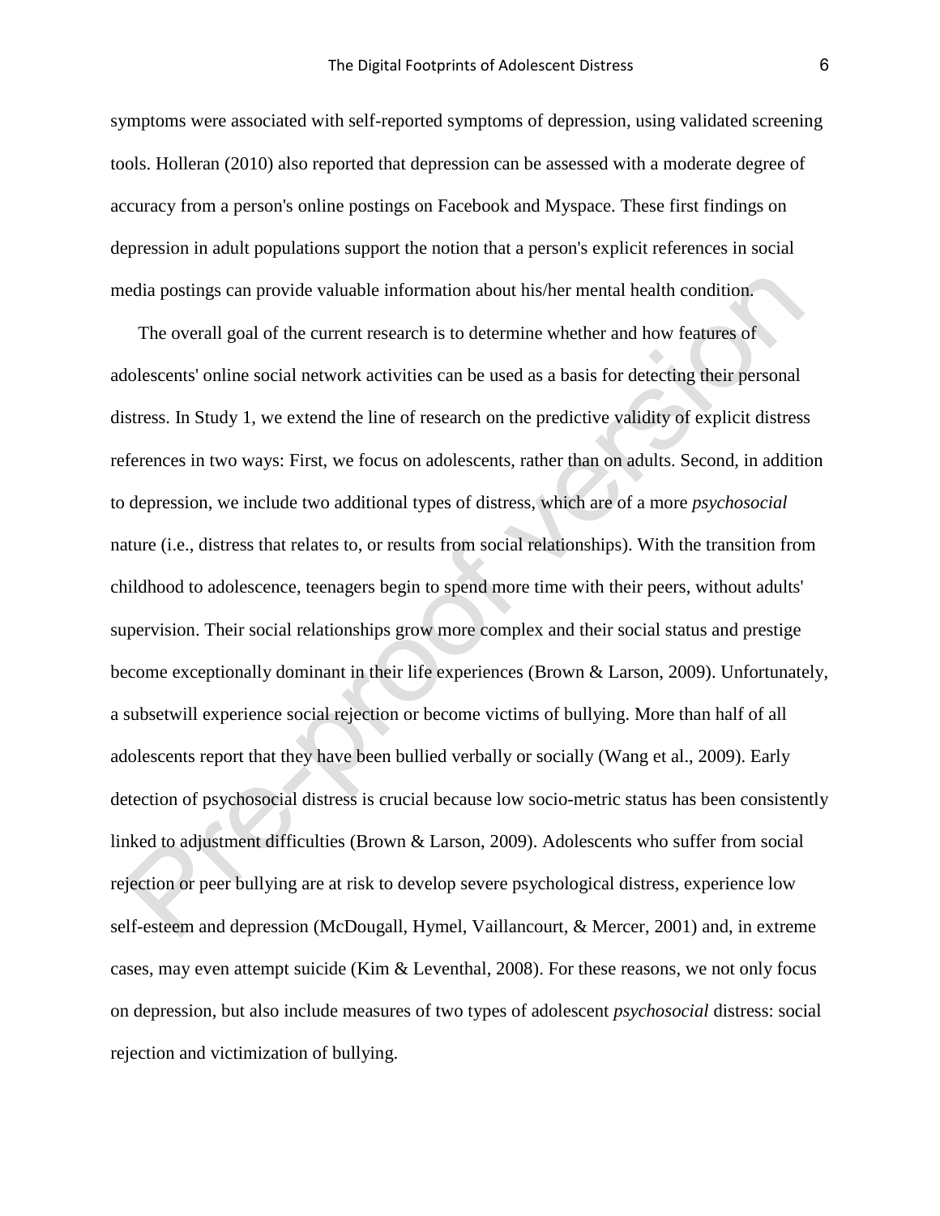symptoms were associated with self-reported symptoms of depression, using validated screening tools. Holleran (2010) also reported that depression can be assessed with a moderate degree of accuracy from a person's online postings on Facebook and Myspace. These first findings on depression in adult populations support the notion that a person's explicit references in social media postings can provide valuable information about his/her mental health condition.

The overall goal of the current research is to determine whether and how features of adolescents' online social network activities can be used as a basis for detecting their personal distress. In Study 1, we extend the line of research on the predictive validity of explicit distress references in two ways: First, we focus on adolescents, rather than on adults. Second, in addition to depression, we include two additional types of distress, which are of a more *psychosocial* nature (i.e., distress that relates to, or results from social relationships). With the transition from childhood to adolescence, teenagers begin to spend more time with their peers, without adults' supervision. Their social relationships grow more complex and their social status and prestige become exceptionally dominant in their life experiences (Brown & Larson, 2009). Unfortunately, a subsetwill experience social rejection or become victims of bullying. More than half of all adolescents report that they have been bullied verbally or socially (Wang et al., 2009). Early detection of psychosocial distress is crucial because low socio-metric status has been consistently linked to adjustment difficulties (Brown & Larson, 2009). Adolescents who suffer from social rejection or peer bullying are at risk to develop severe psychological distress, experience low self-esteem and depression (McDougall, Hymel, Vaillancourt, & Mercer, 2001) and, in extreme cases, may even attempt suicide (Kim & Leventhal, 2008). For these reasons, we not only focus on depression, but also include measures of two types of adolescent *psychosocial* distress: social rejection and victimization of bullying.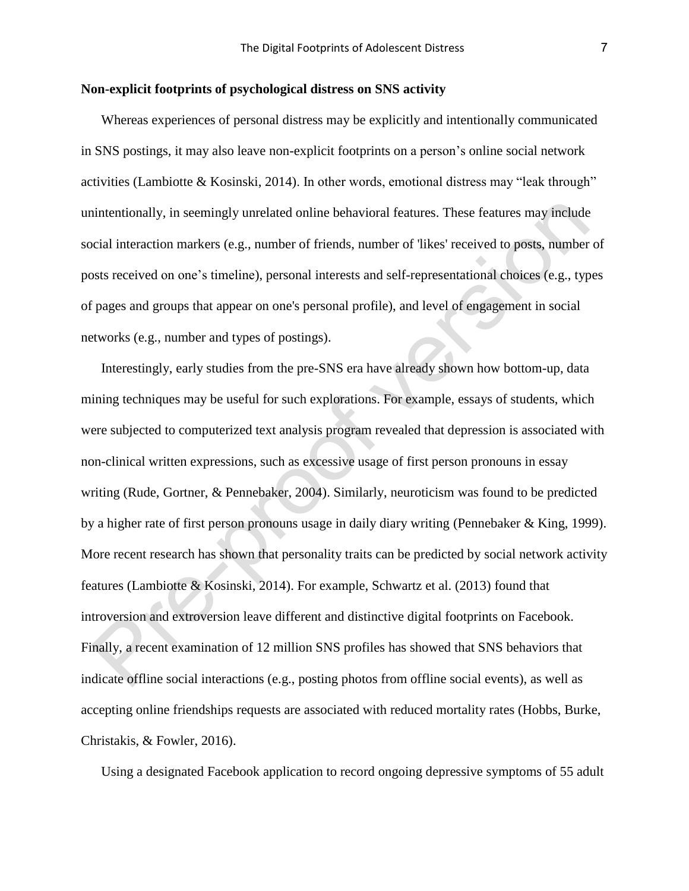**Non-explicit footprints of psychological distress on SNS activity**

Whereas experiences of personal distress may be explicitly and intentionally communicated in SNS postings, it may also leave non-explicit footprints on a person's online social network activities (Lambiotte & Kosinski, 2014). In other words, emotional distress may "leak through" unintentionally, in seemingly unrelated online behavioral features. These features may include social interaction markers (e.g., number of friends, number of 'likes' received to posts, number of posts received on one's timeline), personal interests and self-representational choices (e.g., types of pages and groups that appear on one's personal profile), and level of engagement in social networks (e.g., number and types of postings).

Interestingly, early studies from the pre-SNS era have already shown how bottom-up, data mining techniques may be useful for such explorations. For example, essays of students, which were subjected to computerized text analysis program revealed that depression is associated with non-clinical written expressions, such as excessive usage of first person pronouns in essay writing (Rude, Gortner, & Pennebaker, 2004). Similarly, neuroticism was found to be predicted by a higher rate of first person pronouns usage in daily diary writing (Pennebaker & King, 1999). More recent research has shown that personality traits can be predicted by social network activity features (Lambiotte & Kosinski, 2014). For example, Schwartz et al. (2013) found that introversion and extroversion leave different and distinctive digital footprints on Facebook. Finally, a recent examination of 12 million SNS profiles has showed that SNS behaviors that indicate offline social interactions (e.g., posting photos from offline social events), as well as accepting online friendships requests are associated with reduced mortality rates (Hobbs, Burke, Christakis, & Fowler, 2016).

Using a designated Facebook application to record ongoing depressive symptoms of 55 adult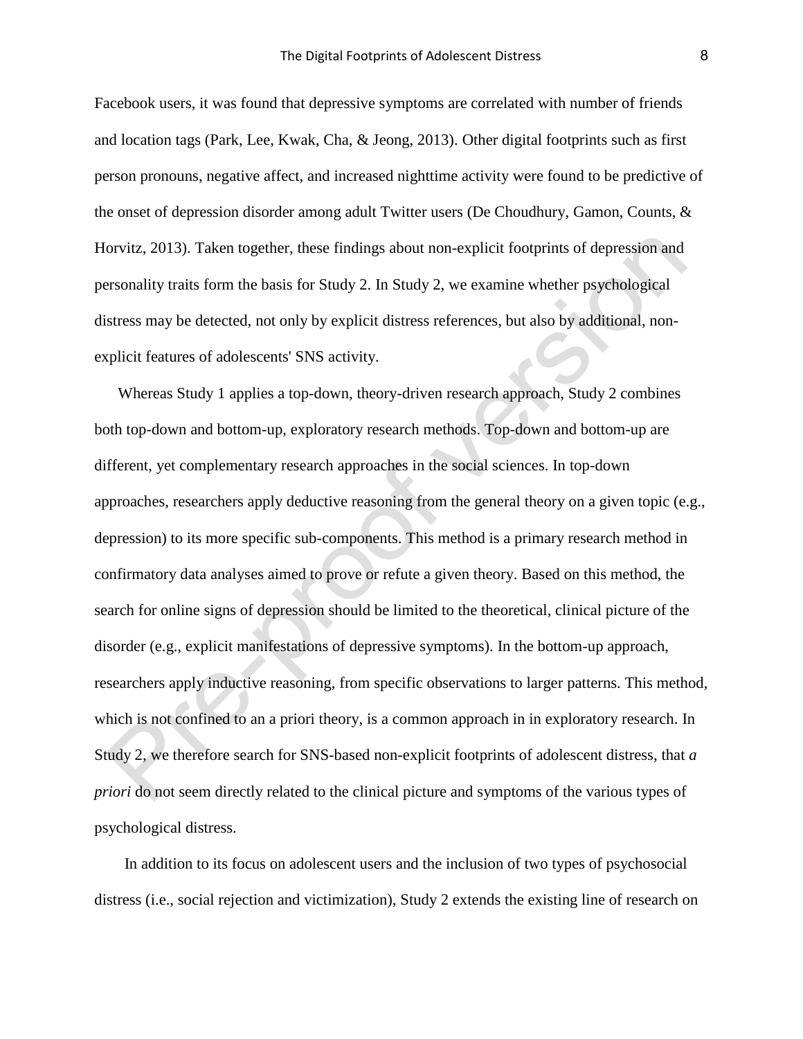Facebook users, it was found that depressive symptoms are correlated with number of friends and location tags (Park, Lee, Kwak, Cha, & Jeong, 2013). Other digital footprints such as first person pronouns, negative affect, and increased nighttime activity were found to be predictive of the onset of depression disorder among adult Twitter users (De Choudhury, Gamon, Counts, & Horvitz, 2013). Taken together, these findings about non-explicit footprints of depression and personality traits form the basis for Study 2. In Study 2, we examine whether psychological distress may be detected, not only by explicit distress references, but also by additional, non-explicit features of adolescents' SNS activity.

Whereas Study 1 applies a top-down, theory-driven research approach, Study 2 combines both top-down and bottom-up, exploratory research methods. Top-down and bottom-up are different, yet complementary research approaches in the social sciences. In top-down approaches, researchers apply deductive reasoning from the general theory on a given topic (e.g., depression) to its more specific sub-components. This method is a primary research method in confirmatory data analyses aimed to prove or refute a given theory. Based on this method, the search for online signs of depression should be limited to the theoretical, clinical picture of the disorder (e.g., explicit manifestations of depressive symptoms). In the bottom-up approach, researchers apply inductive reasoning, from specific observations to larger patterns. This method, which is not confined to an a priori theory, is a common approach in in exploratory research. In Study 2, we therefore search for SNS-based non-explicit footprints of adolescent distress, that *a priori* do not seem directly related to the clinical picture and symptoms of the various types of psychological distress.

In addition to its focus on adolescent users and the inclusion of two types of psychosocial distress (i.e., social rejection and victimization), Study 2 extends the existing line of research on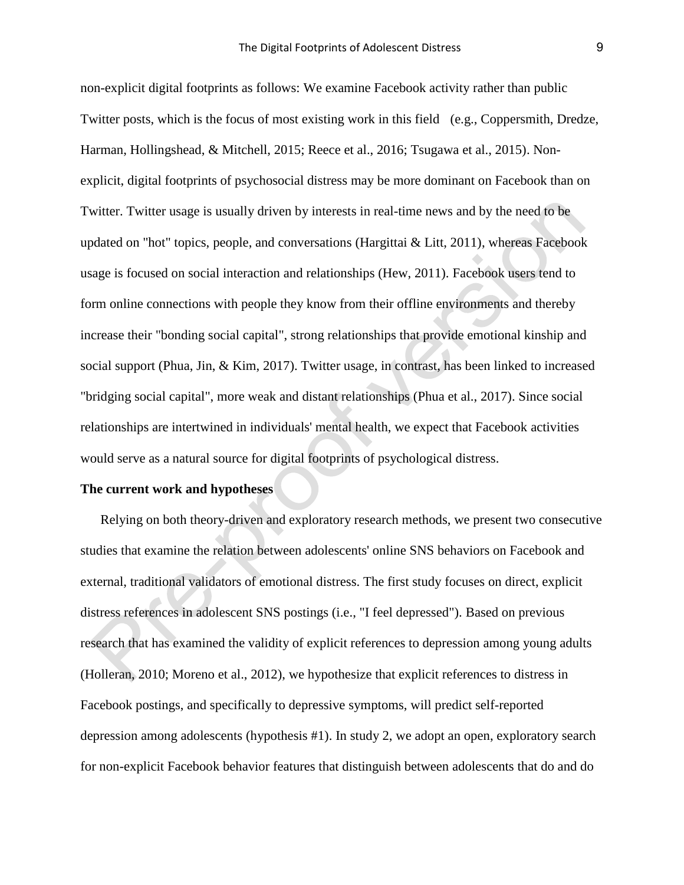non-explicit digital footprints as follows: We examine Facebook activity rather than public Twitter posts, which is the focus of most existing work in this field  (e.g., Coppersmith, Dredze, Harman, Hollingshead, & Mitchell, 2015; Reece et al., 2016; Tsugawa et al., 2015). Non-explicit, digital footprints of psychosocial distress may be more dominant on Facebook than on Twitter. Twitter usage is usually driven by interests in real-time news and by the need to be updated on "hot" topics, people, and conversations (Hargittai & Litt, 2011), whereas Facebook usage is focused on social interaction and relationships (Hew, 2011). Facebook users tend to form online connections with people they know from their offline environments and thereby increase their "bonding social capital", strong relationships that provide emotional kinship and social support (Phua, Jin, & Kim, 2017). Twitter usage, in contrast, has been linked to increased "bridging social capital", more weak and distant relationships (Phua et al., 2017). Since social relationships are intertwined in individuals' mental health, we expect that Facebook activities would serve as a natural source for digital footprints of psychological distress.

**The current work and hypotheses**

Relying on both theory-driven and exploratory research methods, we present two consecutive studies that examine the relation between adolescents' online SNS behaviors on Facebook and external, traditional validators of emotional distress. The first study focuses on direct, explicit distress references in adolescent SNS postings (i.e., "I feel depressed"). Based on previous research that has examined the validity of explicit references to depression among young adults (Holleran, 2010; Moreno et al., 2012), we hypothesize that explicit references to distress in Facebook postings, and specifically to depressive symptoms, will predict self-reported depression among adolescents (hypothesis #1). In study 2, we adopt an open, exploratory search for non-explicit Facebook behavior features that distinguish between adolescents that do and do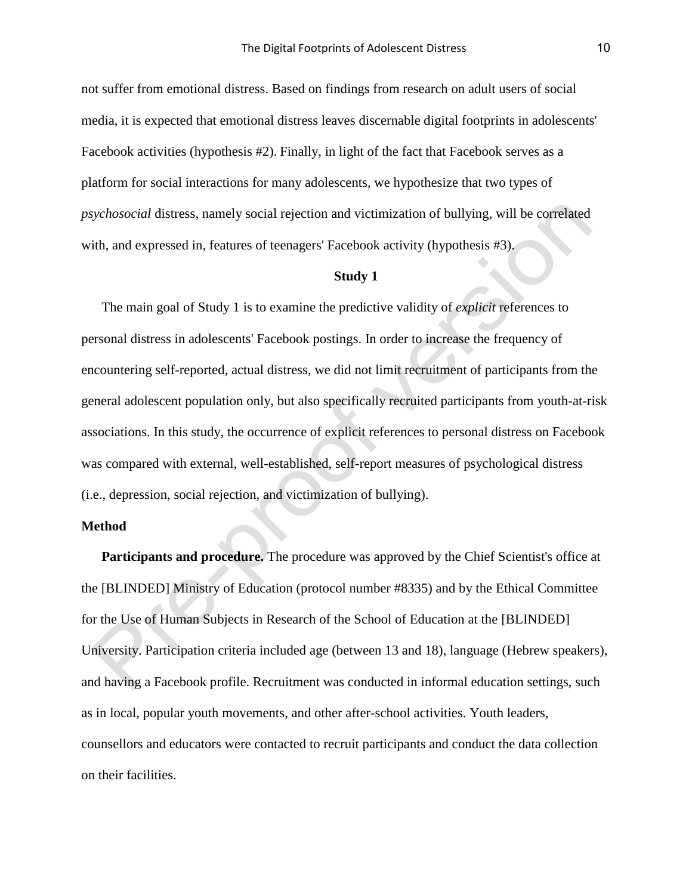not suffer from emotional distress. Based on findings from research on adult users of social media, it is expected that emotional distress leaves discernable digital footprints in adolescents' Facebook activities (hypothesis #2). Finally, in light of the fact that Facebook serves as a platform for social interactions for many adolescents, we hypothesize that two types of *psychosocial* distress, namely social rejection and victimization of bullying, will be correlated with, and expressed in, features of teenagers' Facebook activity (hypothesis #3).

## Study 1

The main goal of Study 1 is to examine the predictive validity of *explicit* references to personal distress in adolescents' Facebook postings. In order to increase the frequency of encountering self-reported, actual distress, we did not limit recruitment of participants from the general adolescent population only, but also specifically recruited participants from youth-at-risk associations. In this study, the occurrence of explicit references to personal distress on Facebook was compared with external, well-established, self-report measures of psychological distress (i.e., depression, social rejection, and victimization of bullying).

### Method

**Participants and procedure.** The procedure was approved by the Chief Scientist's office at the [BLINDED] Ministry of Education (protocol number #8335) and by the Ethical Committee for the Use of Human Subjects in Research of the School of Education at the [BLINDED] University. Participation criteria included age (between 13 and 18), language (Hebrew speakers), and having a Facebook profile. Recruitment was conducted in informal education settings, such as in local, popular youth movements, and other after-school activities. Youth leaders, counsellors and educators were contacted to recruit participants and conduct the data collection on their facilities.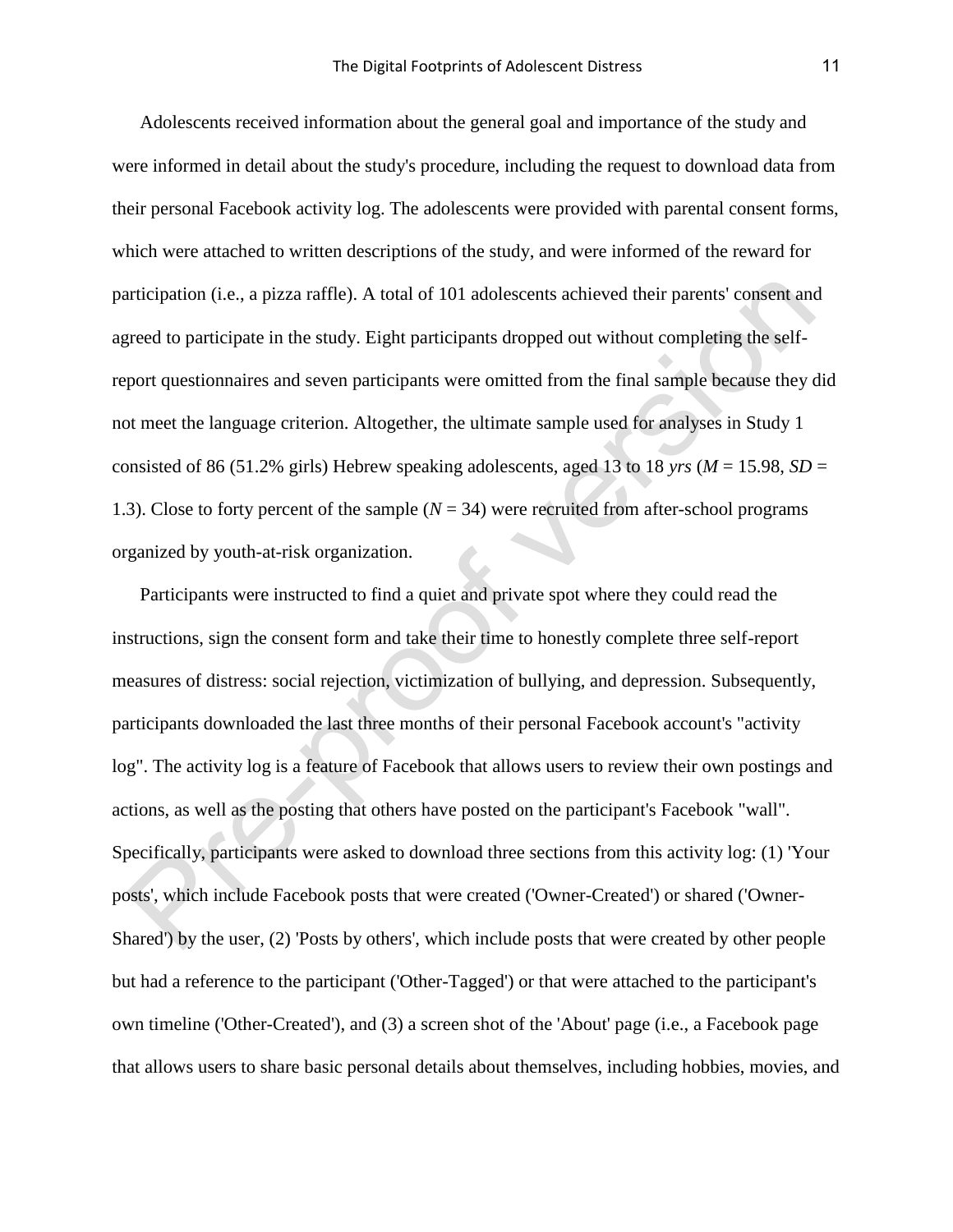Adolescents received information about the general goal and importance of the study and were informed in detail about the study's procedure, including the request to download data from their personal Facebook activity log. The adolescents were provided with parental consent forms, which were attached to written descriptions of the study, and were informed of the reward for participation (i.e., a pizza raffle). A total of 101 adolescents achieved their parents' consent and agreed to participate in the study. Eight participants dropped out without completing the self-report questionnaires and seven participants were omitted from the final sample because they did not meet the language criterion. Altogether, the ultimate sample used for analyses in Study 1 consisted of 86 (51.2% girls) Hebrew speaking adolescents, aged 13 to 18 *yrs* ($M$ = 15.98, $SD$ = 1.3). Close to forty percent of the sample ($N$ = 34) were recruited from after-school programs organized by youth-at-risk organization.

Participants were instructed to find a quiet and private spot where they could read the instructions, sign the consent form and take their time to honestly complete three self-report measures of distress: social rejection, victimization of bullying, and depression. Subsequently, participants downloaded the last three months of their personal Facebook account's "activity log". The activity log is a feature of Facebook that allows users to review their own postings and actions, as well as the posting that others have posted on the participant's Facebook "wall". Specifically, participants were asked to download three sections from this activity log: (1) 'Your posts', which include Facebook posts that were created ('Owner-Created') or shared ('Owner-Shared') by the user, (2) 'Posts by others', which include posts that were created by other people but had a reference to the participant ('Other-Tagged') or that were attached to the participant's own timeline ('Other-Created'), and (3) a screen shot of the 'About' page (i.e., a Facebook page that allows users to share basic personal details about themselves, including hobbies, movies, and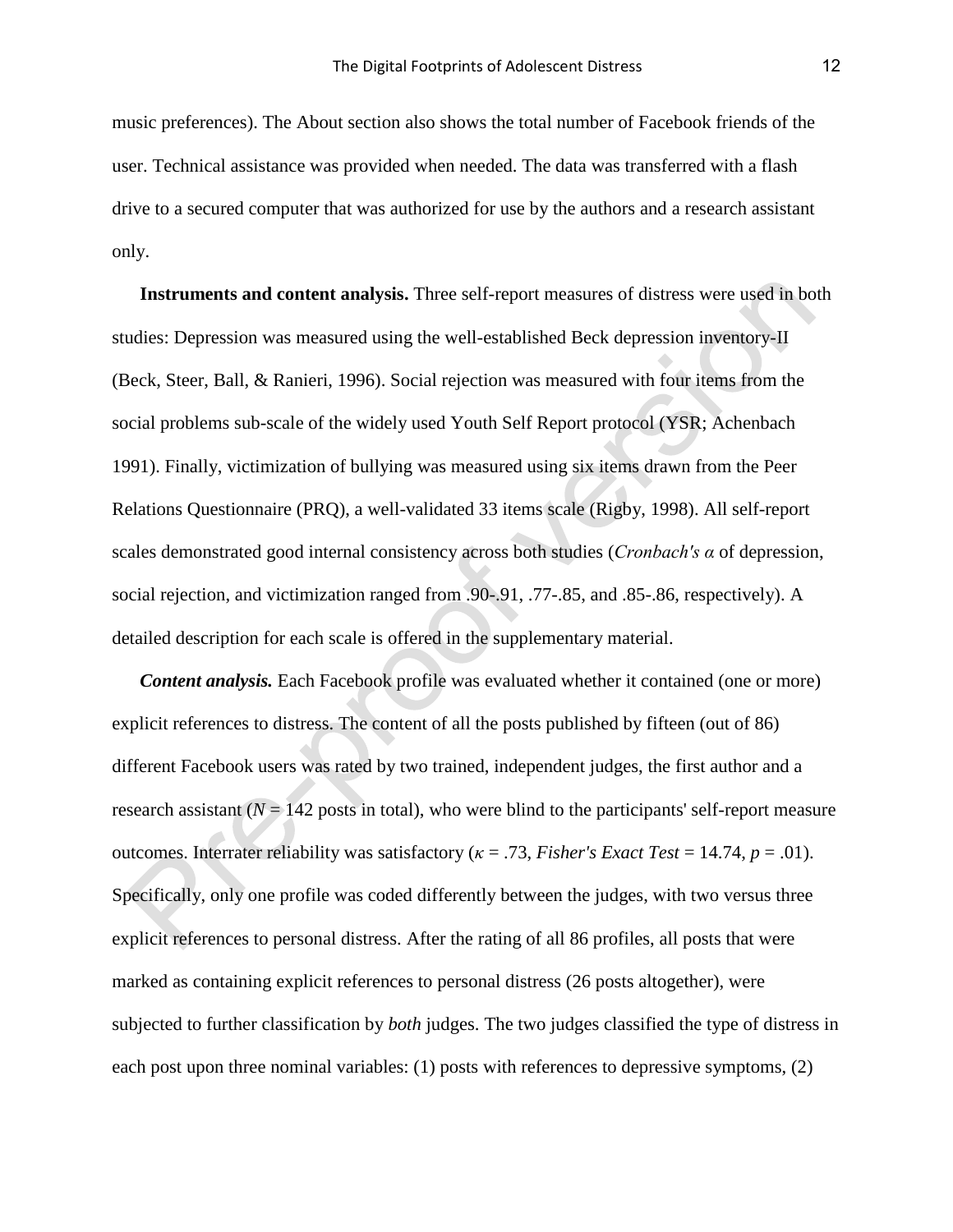music preferences). The About section also shows the total number of Facebook friends of the user. Technical assistance was provided when needed. The data was transferred with a flash drive to a secured computer that was authorized for use by the authors and a research assistant only.

**Instruments and content analysis.** Three self-report measures of distress were used in both studies: Depression was measured using the well-established Beck depression inventory-II (Beck, Steer, Ball, & Ranieri, 1996). Social rejection was measured with four items from the social problems sub-scale of the widely used Youth Self Report protocol (YSR; Achenbach 1991). Finally, victimization of bullying was measured using six items drawn from the Peer Relations Questionnaire (PRQ), a well-validated 33 items scale (Rigby, 1998). All self-report scales demonstrated good internal consistency across both studies (*Cronbach's* $\alpha$ of depression, social rejection, and victimization ranged from .90-.91, .77-.85, and .85-.86, respectively). A detailed description for each scale is offered in the supplementary material.

***Content analysis.*** Each Facebook profile was evaluated whether it contained (one or more) explicit references to distress. The content of all the posts published by fifteen (out of 86) different Facebook users was rated by two trained, independent judges, the first author and a research assistant ($N = 142$ posts in total), who were blind to the participants' self-report measure outcomes. Interrater reliability was satisfactory ($\kappa = .73$, *Fisher's Exact Test* = 14.74, $p = .01$). Specifically, only one profile was coded differently between the judges, with two versus three explicit references to personal distress. After the rating of all 86 profiles, all posts that were marked as containing explicit references to personal distress (26 posts altogether), were subjected to further classification by *both* judges. The two judges classified the type of distress in each post upon three nominal variables: (1) posts with references to depressive symptoms, (2)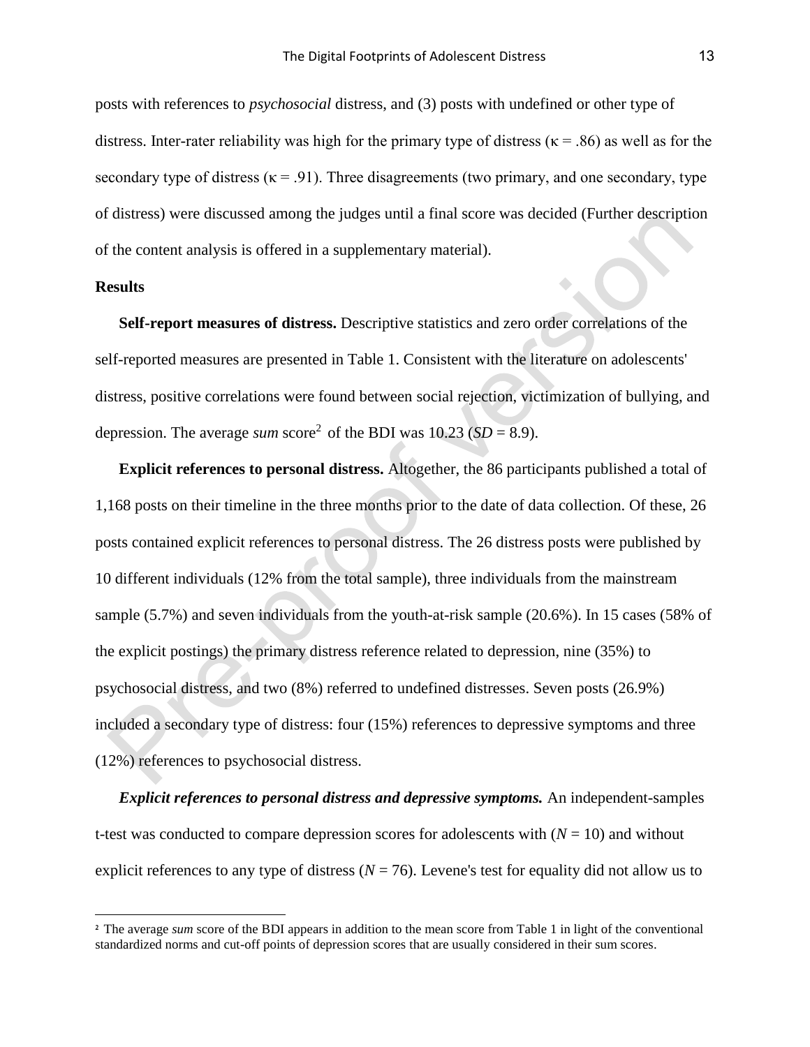posts with references to *psychosocial* distress, and (3) posts with undefined or other type of distress. Inter-rater reliability was high for the primary type of distress ($\kappa = .86$) as well as for the secondary type of distress ($\kappa = .91$). Three disagreements (two primary, and one secondary, type of distress) were discussed among the judges until a final score was decided (Further description of the content analysis is offered in a supplementary material).

## Results

**Self-report measures of distress.** Descriptive statistics and zero order correlations of the self-reported measures are presented in Table 1. Consistent with the literature on adolescents' distress, positive correlations were found between social rejection, victimization of bullying, and depression. The average *sum* score[2] of the BDI was 10.23 ($SD = 8.9$).

**Explicit references to personal distress.** Altogether, the 86 participants published a total of 1,168 posts on their timeline in the three months prior to the date of data collection. Of these, 26 posts contained explicit references to personal distress. The 26 distress posts were published by 10 different individuals (12% from the total sample), three individuals from the mainstream sample (5.7%) and seven individuals from the youth-at-risk sample (20.6%). In 15 cases (58% of the explicit postings) the primary distress reference related to depression, nine (35%) to psychosocial distress, and two (8%) referred to undefined distresses. Seven posts (26.9%) included a secondary type of distress: four (15%) references to depressive symptoms and three (12%) references to psychosocial distress.

***Explicit references to personal distress and depressive symptoms.*** An independent-samples t-test was conducted to compare depression scores for adolescents with ($N = 10$) and without explicit references to any type of distress ($N = 76$). Levene's test for equality did not allow us to

---

[2] The average *sum* score of the BDI appears in addition to the mean score from Table 1 in light of the conventional standardized norms and cut-off points of depression scores that are usually considered in their sum scores.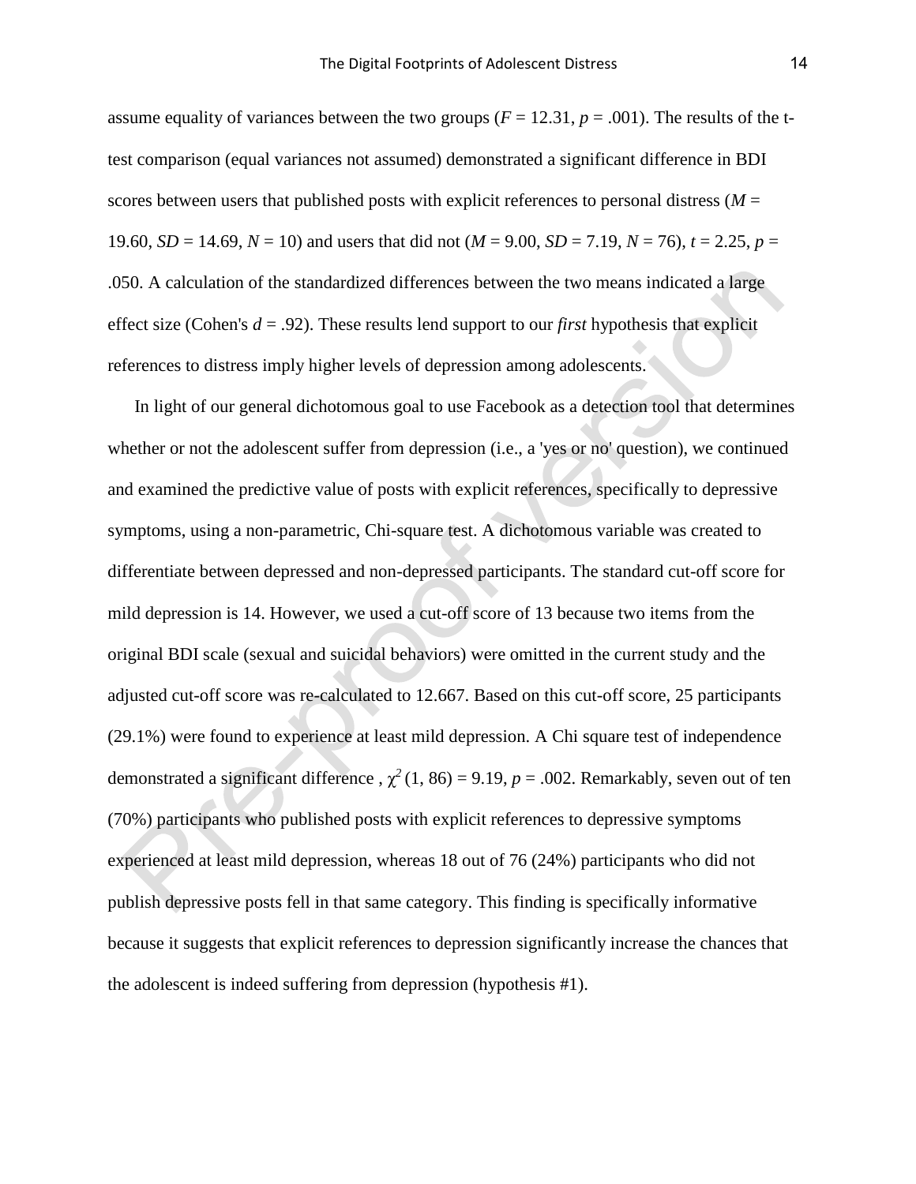assume equality of variances between the two groups ($F$ = 12.31, $p$ = .001). The results of the t-test comparison (equal variances not assumed) demonstrated a significant difference in BDI scores between users that published posts with explicit references to personal distress ($M$ = 19.60, $SD$ = 14.69, $N$ = 10) and users that did not ($M$ = 9.00, $SD$ = 7.19, $N$ = 76), $t$ = 2.25, $p$ = .050. A calculation of the standardized differences between the two means indicated a large effect size (Cohen's $d$ = .92). These results lend support to our *first* hypothesis that explicit references to distress imply higher levels of depression among adolescents.

In light of our general dichotomous goal to use Facebook as a detection tool that determines whether or not the adolescent suffer from depression (i.e., a 'yes or no' question), we continued and examined the predictive value of posts with explicit references, specifically to depressive symptoms, using a non-parametric, Chi-square test. A dichotomous variable was created to differentiate between depressed and non-depressed participants. The standard cut-off score for mild depression is 14. However, we used a cut-off score of 13 because two items from the original BDI scale (sexual and suicidal behaviors) were omitted in the current study and the adjusted cut-off score was re-calculated to 12.667. Based on this cut-off score, 25 participants (29.1%) were found to experience at least mild depression. A Chi square test of independence demonstrated a significant difference , $\chi^2$ (1, 86) = 9.19, $p$ = .002. Remarkably, seven out of ten (70%) participants who published posts with explicit references to depressive symptoms experienced at least mild depression, whereas 18 out of 76 (24%) participants who did not publish depressive posts fell in that same category. This finding is specifically informative because it suggests that explicit references to depression significantly increase the chances that the adolescent is indeed suffering from depression (hypothesis #1).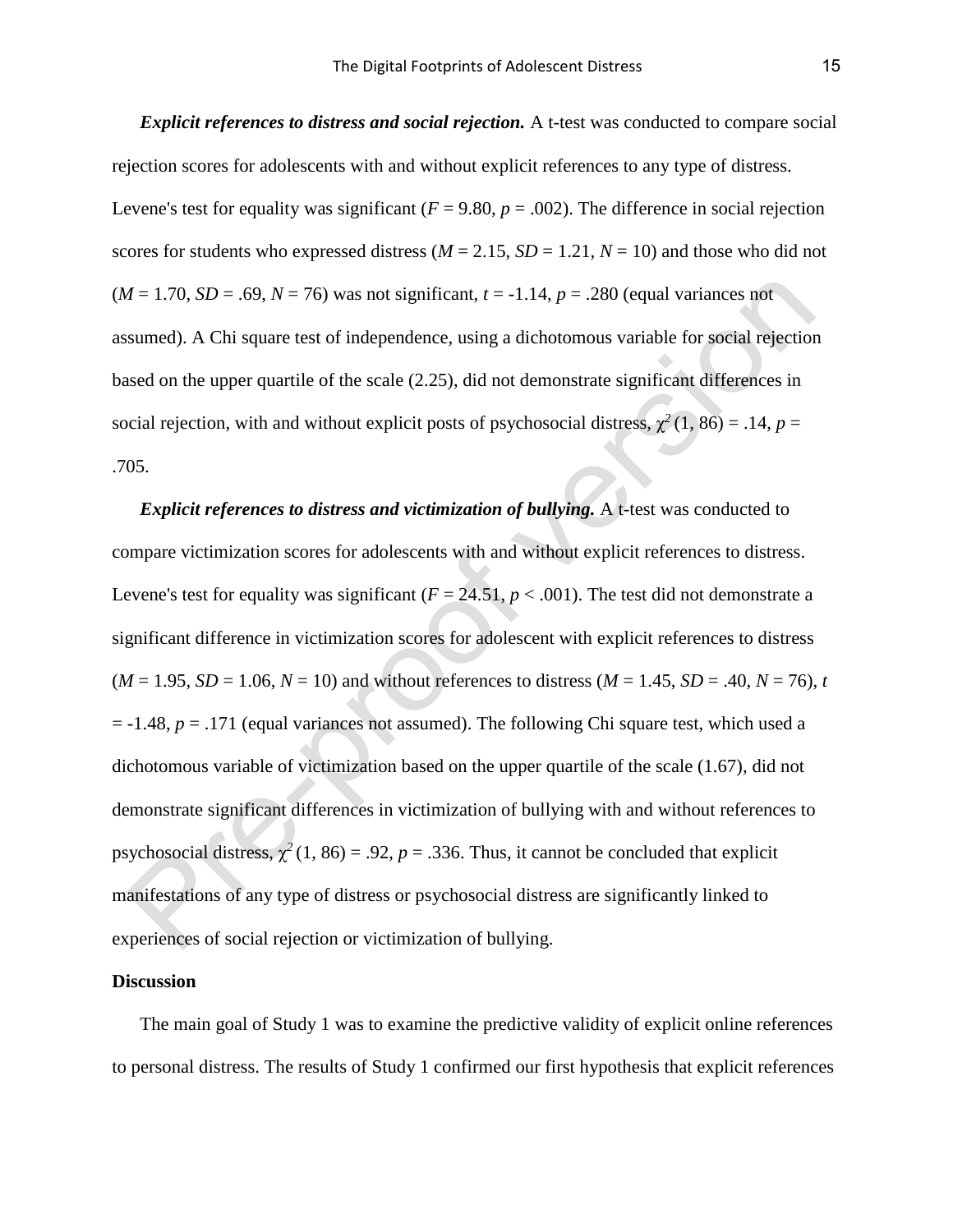***Explicit references to distress and social rejection.*** A t-test was conducted to compare social rejection scores for adolescents with and without explicit references to any type of distress. Levene's test for equality was significant ($F$ = 9.80, $p$ = .002). The difference in social rejection scores for students who expressed distress ($M$ = 2.15, $SD$ = 1.21, $N$ = 10) and those who did not ($M$ = 1.70, $SD$ = .69, $N$ = 76) was not significant, $t$ = -1.14, $p$ = .280 (equal variances not assumed). A Chi square test of independence, using a dichotomous variable for social rejection based on the upper quartile of the scale (2.25), did not demonstrate significant differences in social rejection, with and without explicit posts of psychosocial distress, $\chi^2$ (1, 86) = .14, $p$ = .705.

***Explicit references to distress and victimization of bullying.*** A t-test was conducted to compare victimization scores for adolescents with and without explicit references to distress. Levene's test for equality was significant ($F$ = 24.51, $p$ < .001). The test did not demonstrate a significant difference in victimization scores for adolescent with explicit references to distress ($M$ = 1.95, $SD$ = 1.06, $N$ = 10) and without references to distress ($M$ = 1.45, $SD$ = .40, $N$ = 76), $t$ = -1.48, $p$ = .171 (equal variances not assumed). The following Chi square test, which used a dichotomous variable of victimization based on the upper quartile of the scale (1.67), did not demonstrate significant differences in victimization of bullying with and without references to psychosocial distress, $\chi^2$ (1, 86) = .92, $p$ = .336. Thus, it cannot be concluded that explicit manifestations of any type of distress or psychosocial distress are significantly linked to experiences of social rejection or victimization of bullying.

## Discussion

The main goal of Study 1 was to examine the predictive validity of explicit online references to personal distress. The results of Study 1 confirmed our first hypothesis that explicit references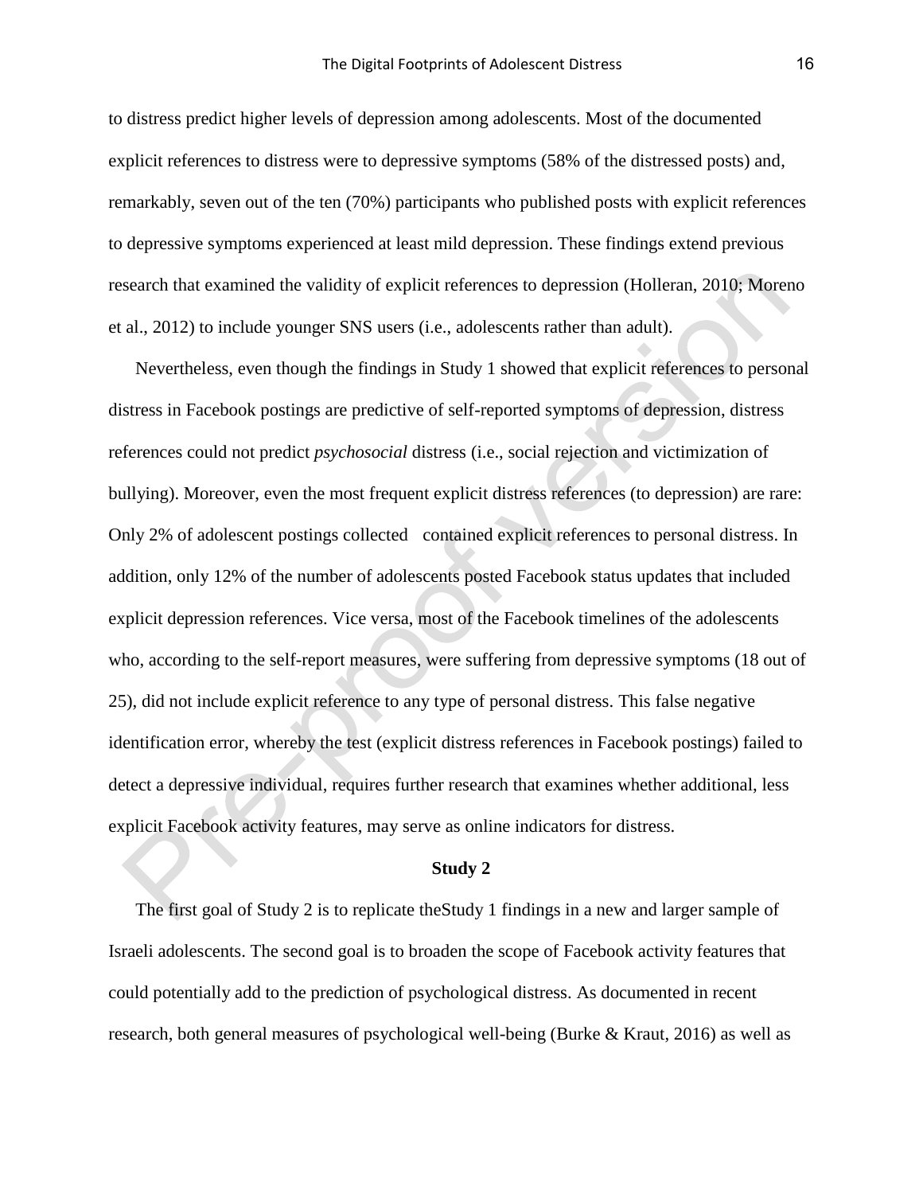to distress predict higher levels of depression among adolescents. Most of the documented explicit references to distress were to depressive symptoms (58% of the distressed posts) and, remarkably, seven out of the ten (70%) participants who published posts with explicit references to depressive symptoms experienced at least mild depression. These findings extend previous research that examined the validity of explicit references to depression (Holleran, 2010; Moreno et al., 2012) to include younger SNS users (i.e., adolescents rather than adult).

Nevertheless, even though the findings in Study 1 showed that explicit references to personal distress in Facebook postings are predictive of self-reported symptoms of depression, distress references could not predict *psychosocial* distress (i.e., social rejection and victimization of bullying). Moreover, even the most frequent explicit distress references (to depression) are rare: Only 2% of adolescent postings collected contained explicit references to personal distress. In addition, only 12% of the number of adolescents posted Facebook status updates that included explicit depression references. Vice versa, most of the Facebook timelines of the adolescents who, according to the self-report measures, were suffering from depressive symptoms (18 out of 25), did not include explicit reference to any type of personal distress. This false negative identification error, whereby the test (explicit distress references in Facebook postings) failed to detect a depressive individual, requires further research that examines whether additional, less explicit Facebook activity features, may serve as online indicators for distress.

## Study 2

The first goal of Study 2 is to replicate theStudy 1 findings in a new and larger sample of Israeli adolescents. The second goal is to broaden the scope of Facebook activity features that could potentially add to the prediction of psychological distress. As documented in recent research, both general measures of psychological well-being (Burke & Kraut, 2016) as well as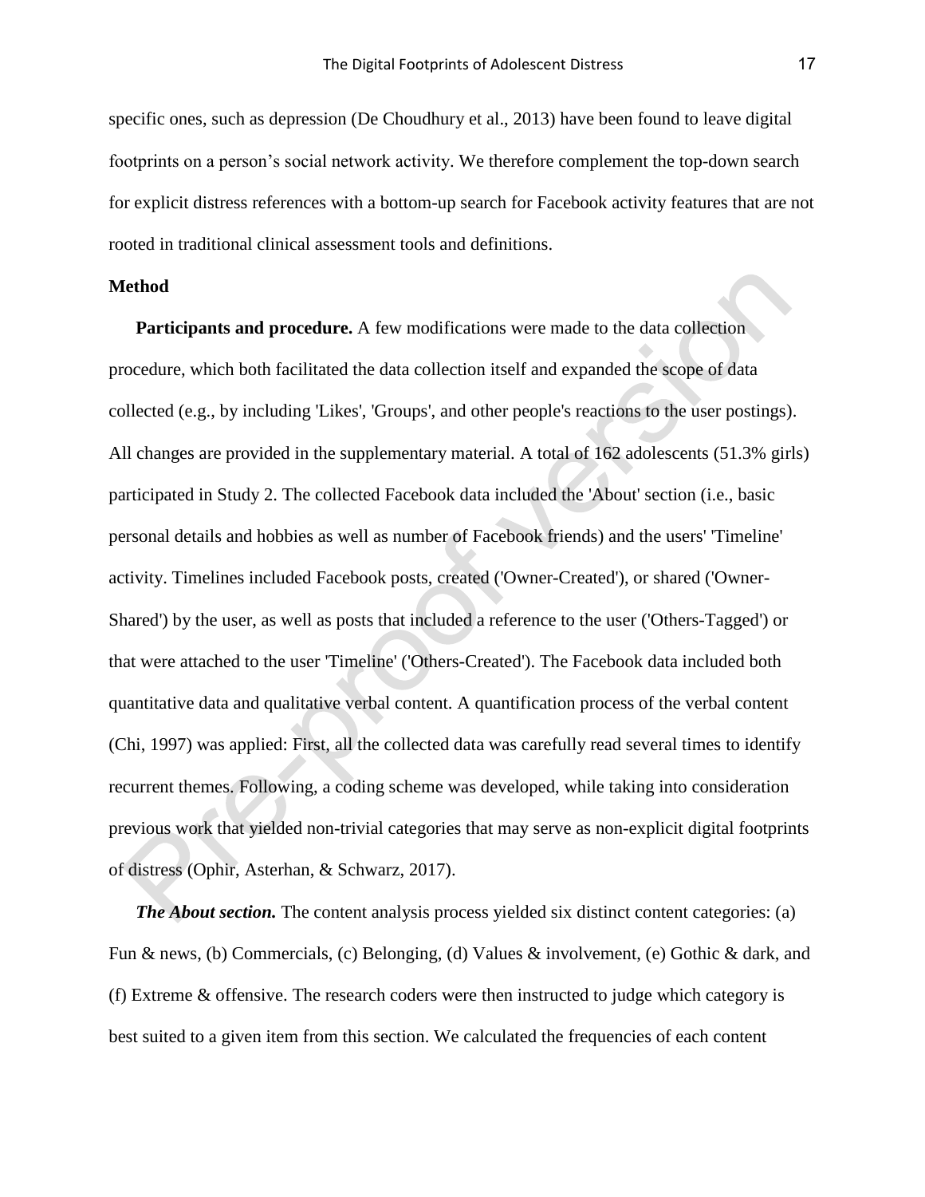specific ones, such as depression (De Choudhury et al., 2013) have been found to leave digital footprints on a person's social network activity. We therefore complement the top-down search for explicit distress references with a bottom-up search for Facebook activity features that are not rooted in traditional clinical assessment tools and definitions.

## Method

**Participants and procedure.** A few modifications were made to the data collection procedure, which both facilitated the data collection itself and expanded the scope of data collected (e.g., by including 'Likes', 'Groups', and other people's reactions to the user postings). All changes are provided in the supplementary material. A total of 162 adolescents (51.3% girls) participated in Study 2. The collected Facebook data included the 'About' section (i.e., basic personal details and hobbies as well as number of Facebook friends) and the users' 'Timeline' activity. Timelines included Facebook posts, created ('Owner-Created'), or shared ('Owner-Shared') by the user, as well as posts that included a reference to the user ('Others-Tagged') or that were attached to the user 'Timeline' ('Others-Created'). The Facebook data included both quantitative data and qualitative verbal content. A quantification process of the verbal content (Chi, 1997) was applied: First, all the collected data was carefully read several times to identify recurrent themes. Following, a coding scheme was developed, while taking into consideration previous work that yielded non-trivial categories that may serve as non-explicit digital footprints of distress (Ophir, Asterhan, & Schwarz, 2017).

***The About section.*** The content analysis process yielded six distinct content categories: (a) Fun & news, (b) Commercials, (c) Belonging, (d) Values & involvement, (e) Gothic & dark, and (f) Extreme & offensive. The research coders were then instructed to judge which category is best suited to a given item from this section. We calculated the frequencies of each content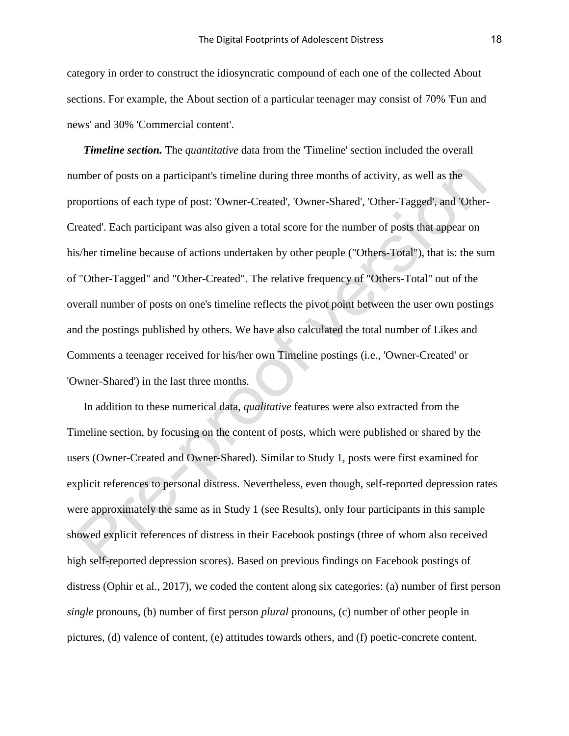category in order to construct the idiosyncratic compound of each one of the collected About sections. For example, the About section of a particular teenager may consist of 70% 'Fun and news' and 30% 'Commercial content'.

***Timeline section.*** The *quantitative* data from the 'Timeline' section included the overall number of posts on a participant's timeline during three months of activity, as well as the proportions of each type of post: 'Owner-Created', 'Owner-Shared', 'Other-Tagged', and 'Other-Created'. Each participant was also given a total score for the number of posts that appear on his/her timeline because of actions undertaken by other people ("Others-Total"), that is: the sum of "Other-Tagged" and "Other-Created". The relative frequency of "Others-Total" out of the overall number of posts on one's timeline reflects the pivot point between the user own postings and the postings published by others. We have also calculated the total number of Likes and Comments a teenager received for his/her own Timeline postings (i.e., 'Owner-Created' or 'Owner-Shared') in the last three months.

In addition to these numerical data, *qualitative* features were also extracted from the Timeline section, by focusing on the content of posts, which were published or shared by the users (Owner-Created and Owner-Shared). Similar to Study 1, posts were first examined for explicit references to personal distress. Nevertheless, even though, self-reported depression rates were approximately the same as in Study 1 (see Results), only four participants in this sample showed explicit references of distress in their Facebook postings (three of whom also received high self-reported depression scores). Based on previous findings on Facebook postings of distress (Ophir et al., 2017), we coded the content along six categories: (a) number of first person *single* pronouns, (b) number of first person *plural* pronouns, (c) number of other people in pictures, (d) valence of content, (e) attitudes towards others, and (f) poetic-concrete content.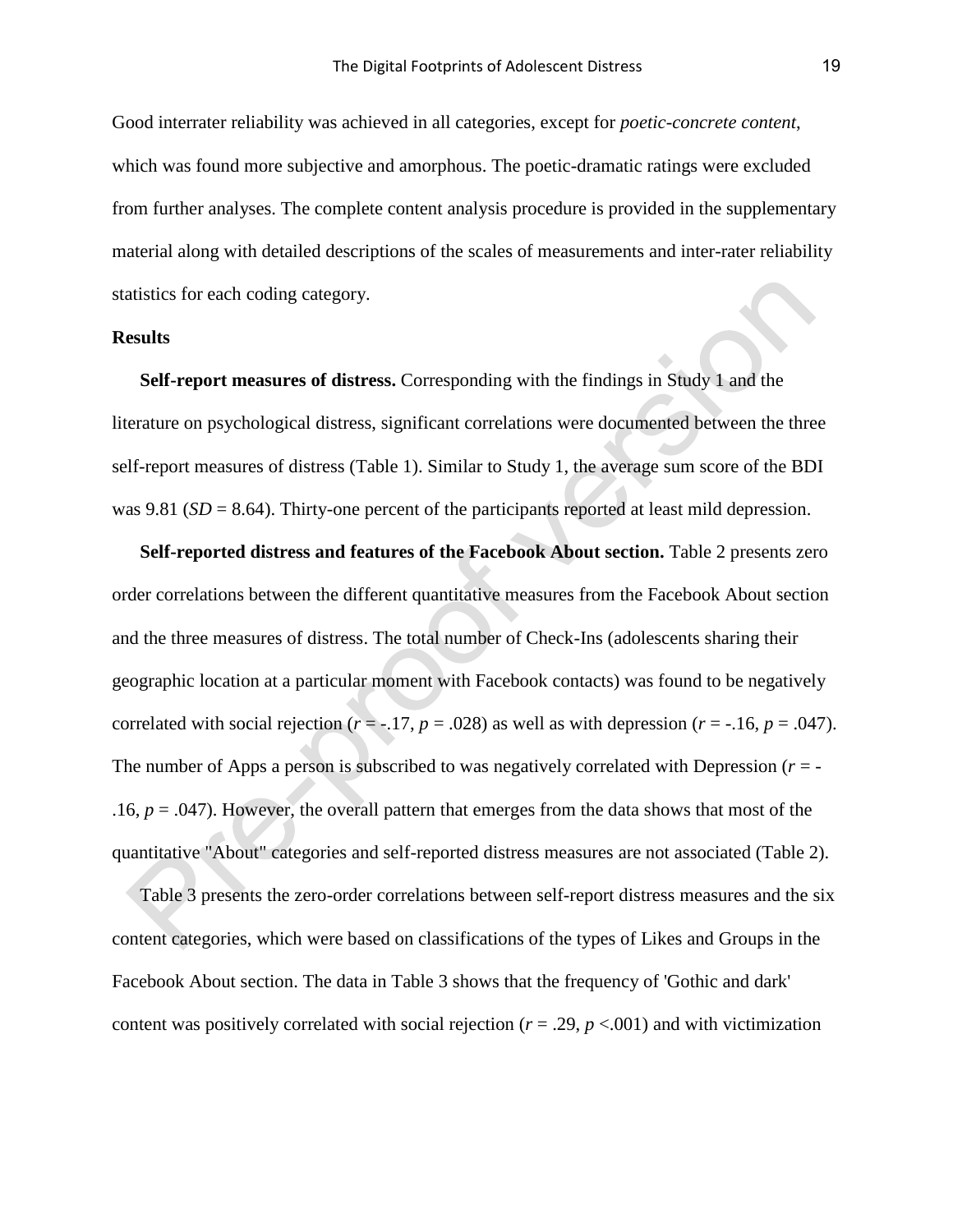Good interrater reliability was achieved in all categories, except for *poetic-concrete content*, which was found more subjective and amorphous. The poetic-dramatic ratings were excluded from further analyses. The complete content analysis procedure is provided in the supplementary material along with detailed descriptions of the scales of measurements and inter-rater reliability statistics for each coding category.

**Results**

**Self-report measures of distress.** Corresponding with the findings in Study 1 and the literature on psychological distress, significant correlations were documented between the three self-report measures of distress (Table 1). Similar to Study 1, the average sum score of the BDI was 9.81 ($SD$ = 8.64). Thirty-one percent of the participants reported at least mild depression.

**Self-reported distress and features of the Facebook About section.** Table 2 presents zero order correlations between the different quantitative measures from the Facebook About section and the three measures of distress. The total number of Check-Ins (adolescents sharing their geographic location at a particular moment with Facebook contacts) was found to be negatively correlated with social rejection ($r = -.17$, $p = .028$) as well as with depression ($r = -.16$, $p = .047$). The number of Apps a person is subscribed to was negatively correlated with Depression ($r = -.16$, $p = .047$). However, the overall pattern that emerges from the data shows that most of the quantitative "About" categories and self-reported distress measures are not associated (Table 2).

Table 3 presents the zero-order correlations between self-report distress measures and the six content categories, which were based on classifications of the types of Likes and Groups in the Facebook About section. The data in Table 3 shows that the frequency of 'Gothic and dark' content was positively correlated with social rejection ($r = .29$, $p < .001$) and with victimization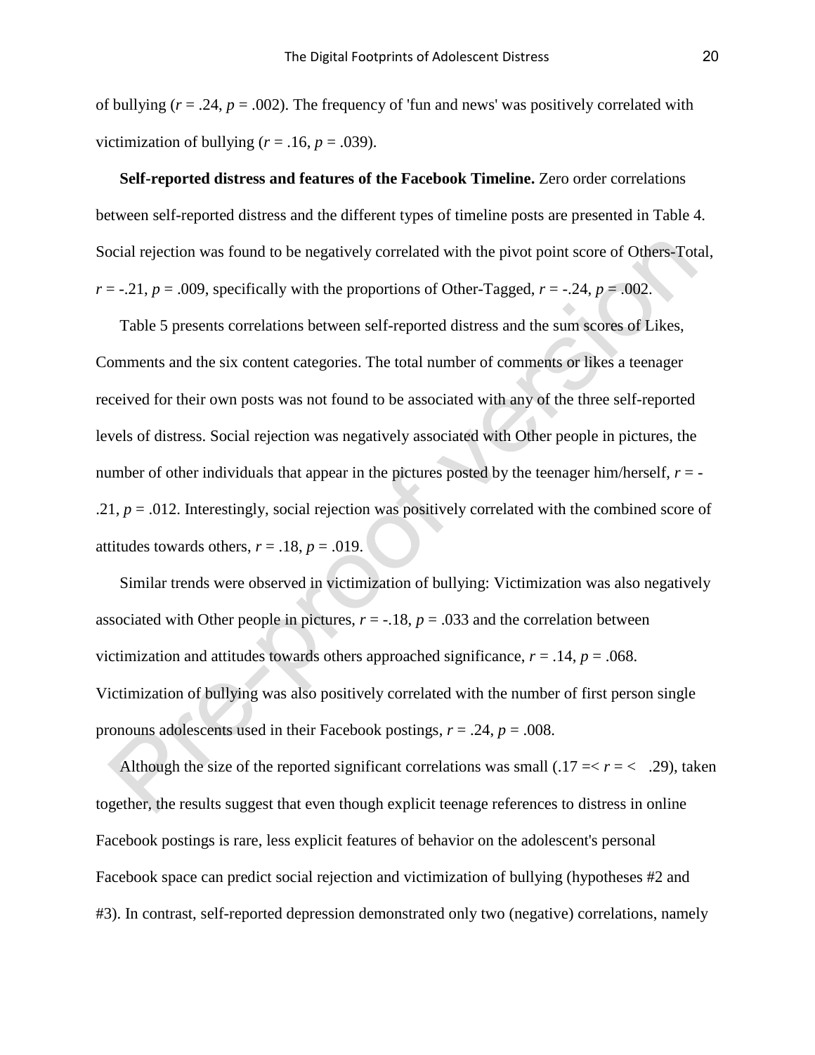of bullying ($r = .24$, $p = .002$). The frequency of 'fun and news' was positively correlated with victimization of bullying ($r = .16$, $p = .039$).

**Self-reported distress and features of the Facebook Timeline.** Zero order correlations between self-reported distress and the different types of timeline posts are presented in Table 4. Social rejection was found to be negatively correlated with the pivot point score of Others-Total, $r = -.21$, $p = .009$, specifically with the proportions of Other-Tagged, $r = -.24$, $p = .002$.

Table 5 presents correlations between self-reported distress and the sum scores of Likes, Comments and the six content categories. The total number of comments or likes a teenager received for their own posts was not found to be associated with any of the three self-reported levels of distress. Social rejection was negatively associated with Other people in pictures, the number of other individuals that appear in the pictures posted by the teenager him/herself, $r = -.21$, $p = .012$. Interestingly, social rejection was positively correlated with the combined score of attitudes towards others, $r = .18$, $p = .019$.

Similar trends were observed in victimization of bullying: Victimization was also negatively associated with Other people in pictures, $r = -.18$, $p = .033$ and the correlation between victimization and attitudes towards others approached significance, $r = .14$, $p = .068$. Victimization of bullying was also positively correlated with the number of first person single pronouns adolescents used in their Facebook postings, $r = .24$, $p = .008$.

Although the size of the reported significant correlations was small ($.17 =< r = < .29$), taken together, the results suggest that even though explicit teenage references to distress in online Facebook postings is rare, less explicit features of behavior on the adolescent's personal Facebook space can predict social rejection and victimization of bullying (hypotheses #2 and #3). In contrast, self-reported depression demonstrated only two (negative) correlations, namely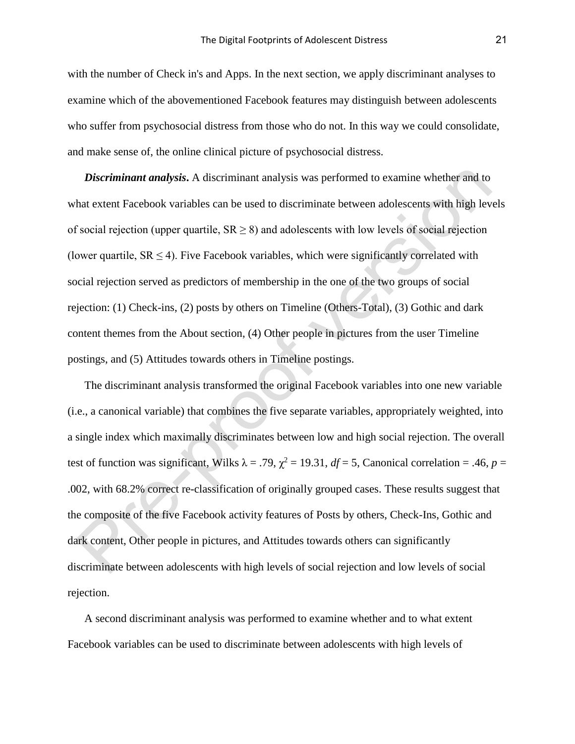with the number of Check in's and Apps. In the next section, we apply discriminant analyses to examine which of the abovementioned Facebook features may distinguish between adolescents who suffer from psychosocial distress from those who do not. In this way we could consolidate, and make sense of, the online clinical picture of psychosocial distress.

***Discriminant analysis***. A discriminant analysis was performed to examine whether and to what extent Facebook variables can be used to discriminate between adolescents with high levels of social rejection (upper quartile, $SR \geq 8$) and adolescents with low levels of social rejection (lower quartile, $SR \leq 4$). Five Facebook variables, which were significantly correlated with social rejection served as predictors of membership in the one of the two groups of social rejection: (1) Check-ins, (2) posts by others on Timeline (Others-Total), (3) Gothic and dark content themes from the About section, (4) Other people in pictures from the user Timeline postings, and (5) Attitudes towards others in Timeline postings.

The discriminant analysis transformed the original Facebook variables into one new variable (i.e., a canonical variable) that combines the five separate variables, appropriately weighted, into a single index which maximally discriminates between low and high social rejection. The overall test of function was significant, Wilks $\lambda = .79$, $\chi^2 = 19.31$, $df = 5$, Canonical correlation = .46, $p = .002$, with 68.2% correct re-classification of originally grouped cases. These results suggest that the composite of the five Facebook activity features of Posts by others, Check-Ins, Gothic and dark content, Other people in pictures, and Attitudes towards others can significantly discriminate between adolescents with high levels of social rejection and low levels of social rejection.

A second discriminant analysis was performed to examine whether and to what extent Facebook variables can be used to discriminate between adolescents with high levels of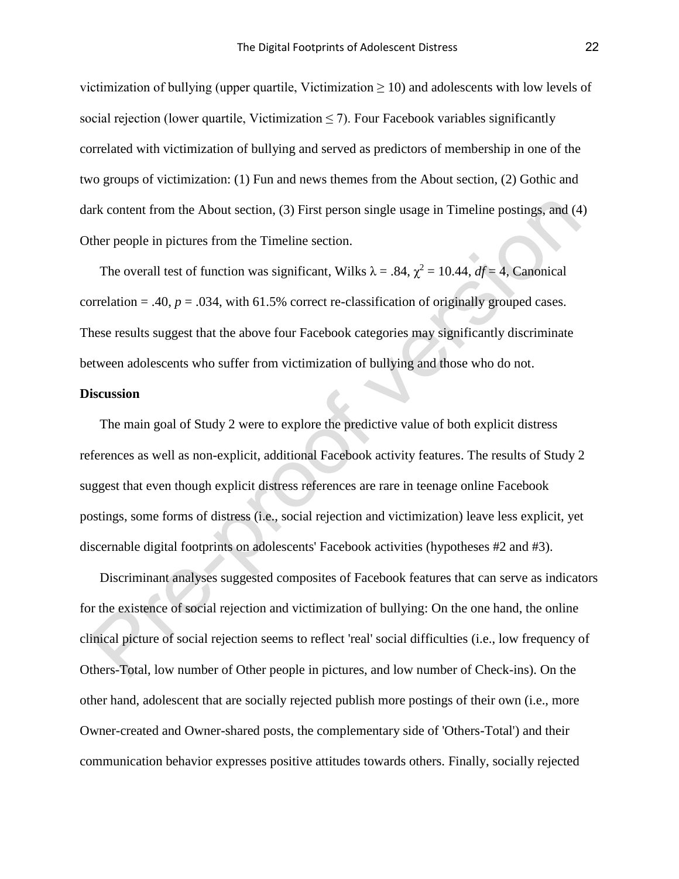victimization of bullying (upper quartile, Victimization ≥ 10) and adolescents with low levels of social rejection (lower quartile, Victimization ≤ 7). Four Facebook variables significantly correlated with victimization of bullying and served as predictors of membership in one of the two groups of victimization: (1) Fun and news themes from the About section, (2) Gothic and dark content from the About section, (3) First person single usage in Timeline postings, and (4) Other people in pictures from the Timeline section.

The overall test of function was significant, Wilks $\lambda = .84$, $\chi^2 = 10.44$, $df = 4$, Canonical correlation = .40, $p = .034$, with 61.5% correct re-classification of originally grouped cases. These results suggest that the above four Facebook categories may significantly discriminate between adolescents who suffer from victimization of bullying and those who do not.

**Discussion**

The main goal of Study 2 were to explore the predictive value of both explicit distress references as well as non-explicit, additional Facebook activity features. The results of Study 2 suggest that even though explicit distress references are rare in teenage online Facebook postings, some forms of distress (i.e., social rejection and victimization) leave less explicit, yet discernable digital footprints on adolescents' Facebook activities (hypotheses #2 and #3).

Discriminant analyses suggested composites of Facebook features that can serve as indicators for the existence of social rejection and victimization of bullying: On the one hand, the online clinical picture of social rejection seems to reflect 'real' social difficulties (i.e., low frequency of Others-Total, low number of Other people in pictures, and low number of Check-ins). On the other hand, adolescent that are socially rejected publish more postings of their own (i.e., more Owner-created and Owner-shared posts, the complementary side of 'Others-Total') and their communication behavior expresses positive attitudes towards others. Finally, socially rejected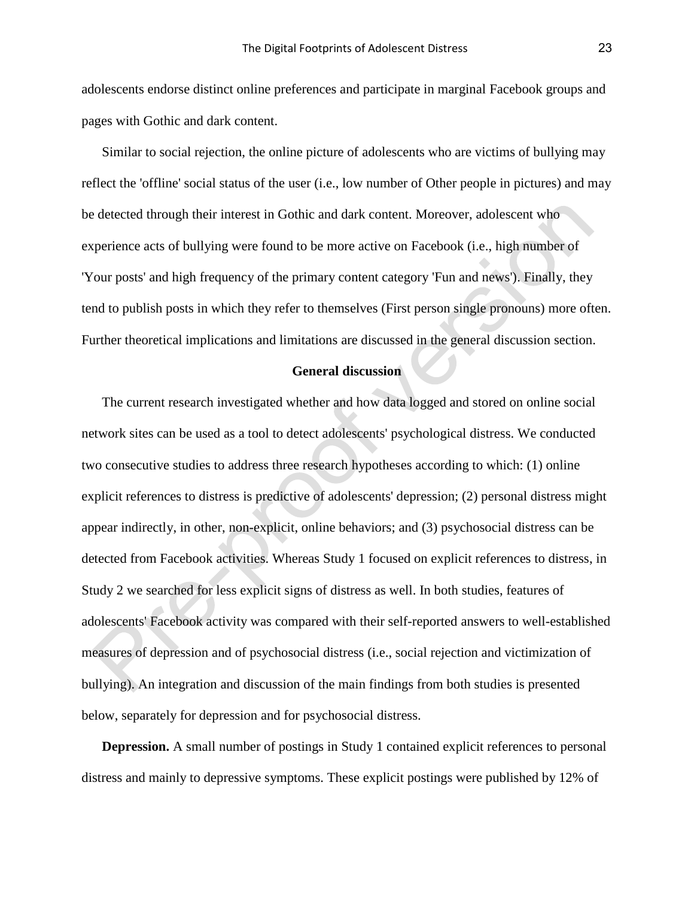adolescents endorse distinct online preferences and participate in marginal Facebook groups and pages with Gothic and dark content.

Similar to social rejection, the online picture of adolescents who are victims of bullying may reflect the 'offline' social status of the user (i.e., low number of Other people in pictures) and may be detected through their interest in Gothic and dark content. Moreover, adolescent who experience acts of bullying were found to be more active on Facebook (i.e., high number of 'Your posts' and high frequency of the primary content category 'Fun and news'). Finally, they tend to publish posts in which they refer to themselves (First person single pronouns) more often. Further theoretical implications and limitations are discussed in the general discussion section.

## General discussion

The current research investigated whether and how data logged and stored on online social network sites can be used as a tool to detect adolescents' psychological distress. We conducted two consecutive studies to address three research hypotheses according to which: (1) online explicit references to distress is predictive of adolescents' depression; (2) personal distress might appear indirectly, in other, non-explicit, online behaviors; and (3) psychosocial distress can be detected from Facebook activities. Whereas Study 1 focused on explicit references to distress, in Study 2 we searched for less explicit signs of distress as well. In both studies, features of adolescents' Facebook activity was compared with their self-reported answers to well-established measures of depression and of psychosocial distress (i.e., social rejection and victimization of bullying). An integration and discussion of the main findings from both studies is presented below, separately for depression and for psychosocial distress.

**Depression.** A small number of postings in Study 1 contained explicit references to personal distress and mainly to depressive symptoms. These explicit postings were published by 12% of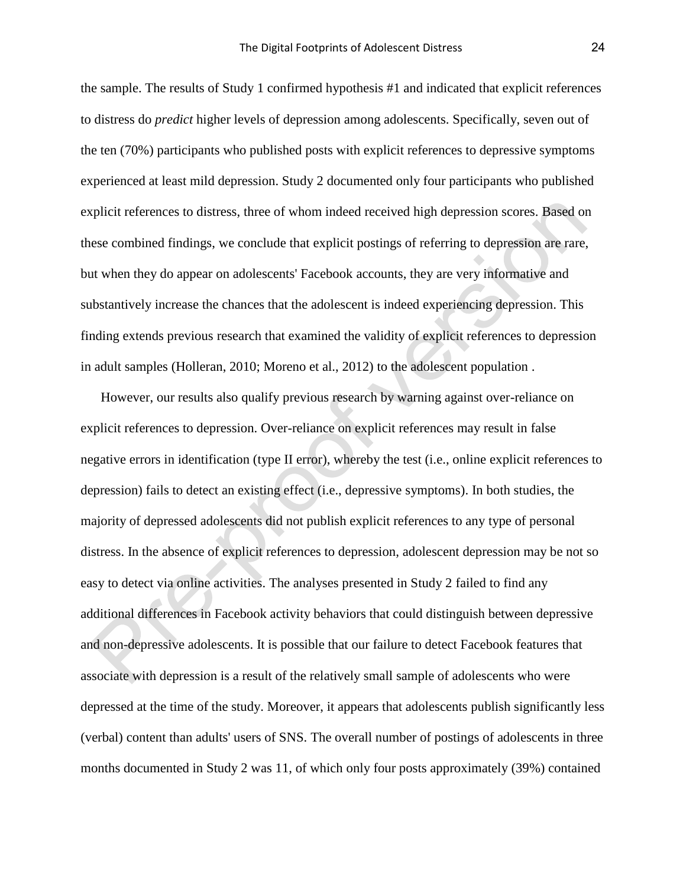the sample. The results of Study 1 confirmed hypothesis #1 and indicated that explicit references to distress do *predict* higher levels of depression among adolescents. Specifically, seven out of the ten (70%) participants who published posts with explicit references to depressive symptoms experienced at least mild depression. Study 2 documented only four participants who published explicit references to distress, three of whom indeed received high depression scores. Based on these combined findings, we conclude that explicit postings of referring to depression are rare, but when they do appear on adolescents' Facebook accounts, they are very informative and substantively increase the chances that the adolescent is indeed experiencing depression. This finding extends previous research that examined the validity of explicit references to depression in adult samples (Holleran, 2010; Moreno et al., 2012) to the adolescent population .

However, our results also qualify previous research by warning against over-reliance on explicit references to depression. Over-reliance on explicit references may result in false negative errors in identification (type II error), whereby the test (i.e., online explicit references to depression) fails to detect an existing effect (i.e., depressive symptoms). In both studies, the majority of depressed adolescents did not publish explicit references to any type of personal distress. In the absence of explicit references to depression, adolescent depression may be not so easy to detect via online activities. The analyses presented in Study 2 failed to find any additional differences in Facebook activity behaviors that could distinguish between depressive and non-depressive adolescents. It is possible that our failure to detect Facebook features that associate with depression is a result of the relatively small sample of adolescents who were depressed at the time of the study. Moreover, it appears that adolescents publish significantly less (verbal) content than adults' users of SNS. The overall number of postings of adolescents in three months documented in Study 2 was 11, of which only four posts approximately (39%) contained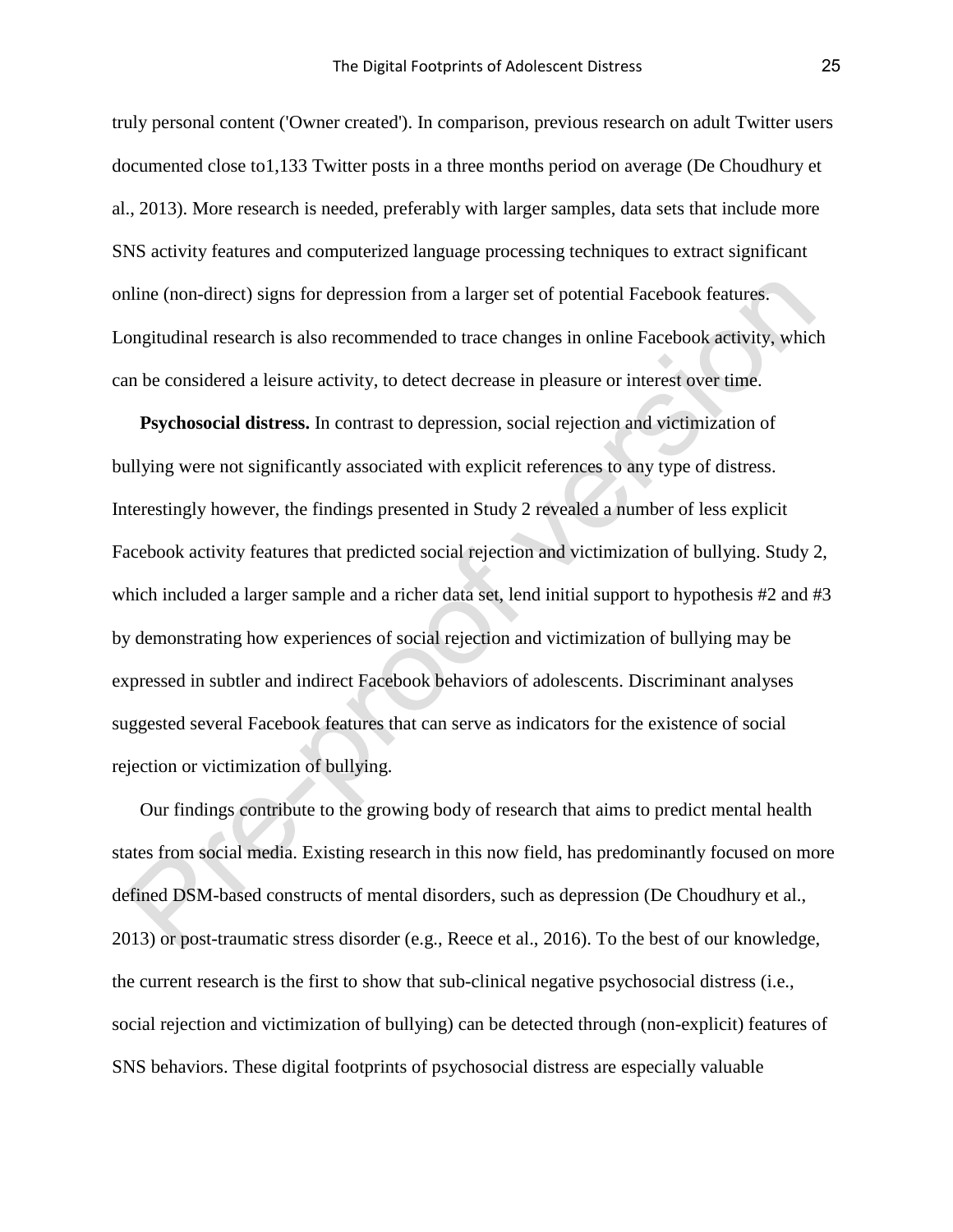truly personal content ('Owner created'). In comparison, previous research on adult Twitter users documented close to1,133 Twitter posts in a three months period on average (De Choudhury et al., 2013). More research is needed, preferably with larger samples, data sets that include more SNS activity features and computerized language processing techniques to extract significant online (non-direct) signs for depression from a larger set of potential Facebook features. Longitudinal research is also recommended to trace changes in online Facebook activity, which can be considered a leisure activity, to detect decrease in pleasure or interest over time.

**Psychosocial distress.** In contrast to depression, social rejection and victimization of bullying were not significantly associated with explicit references to any type of distress. Interestingly however, the findings presented in Study 2 revealed a number of less explicit Facebook activity features that predicted social rejection and victimization of bullying. Study 2, which included a larger sample and a richer data set, lend initial support to hypothesis #2 and #3 by demonstrating how experiences of social rejection and victimization of bullying may be expressed in subtler and indirect Facebook behaviors of adolescents. Discriminant analyses suggested several Facebook features that can serve as indicators for the existence of social rejection or victimization of bullying.

Our findings contribute to the growing body of research that aims to predict mental health states from social media. Existing research in this now field, has predominantly focused on more defined DSM-based constructs of mental disorders, such as depression (De Choudhury et al., 2013) or post-traumatic stress disorder (e.g., Reece et al., 2016). To the best of our knowledge, the current research is the first to show that sub-clinical negative psychosocial distress (i.e., social rejection and victimization of bullying) can be detected through (non-explicit) features of SNS behaviors. These digital footprints of psychosocial distress are especially valuable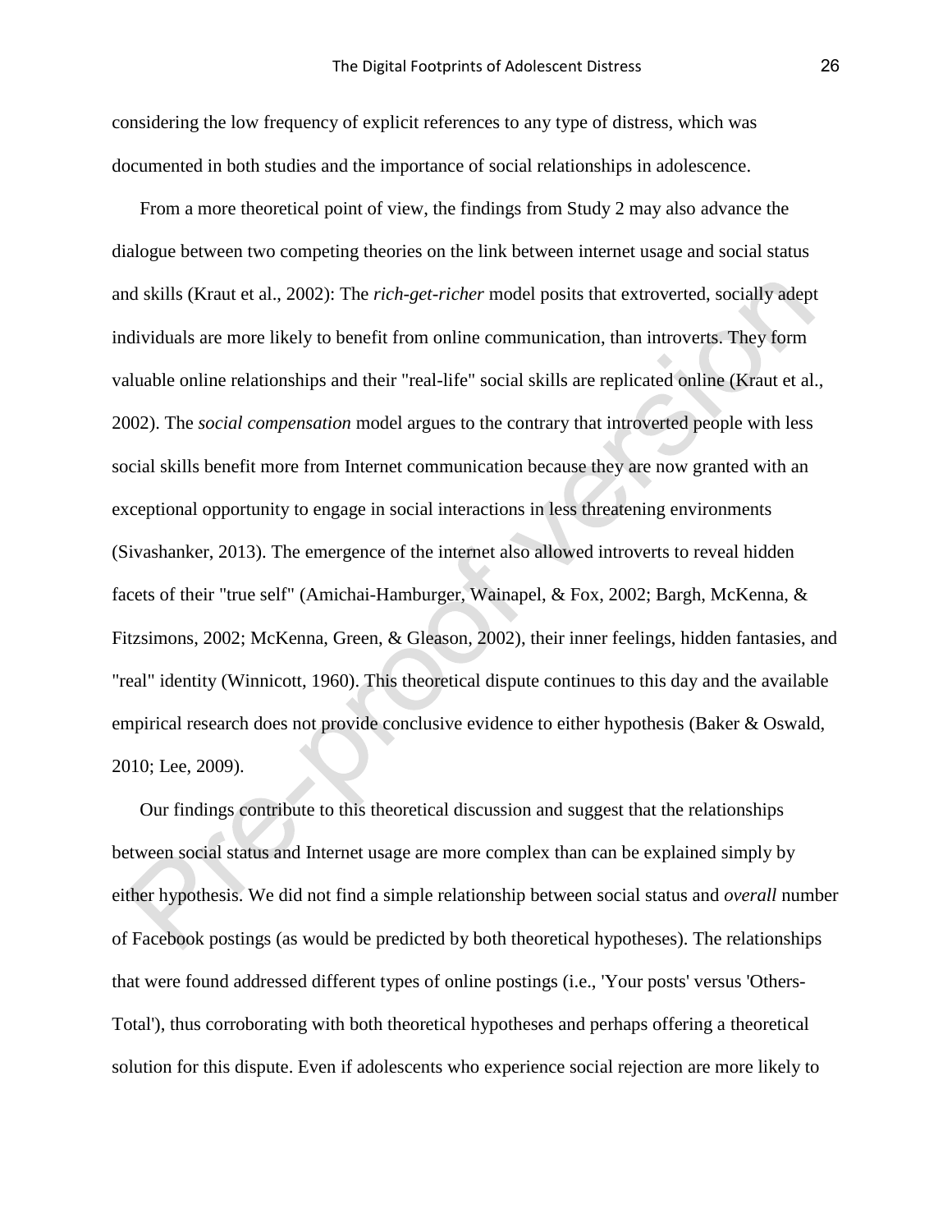considering the low frequency of explicit references to any type of distress, which was documented in both studies and the importance of social relationships in adolescence.

From a more theoretical point of view, the findings from Study 2 may also advance the dialogue between two competing theories on the link between internet usage and social status and skills (Kraut et al., 2002): The *rich-get-richer* model posits that extroverted, socially adept individuals are more likely to benefit from online communication, than introverts. They form valuable online relationships and their "real-life" social skills are replicated online (Kraut et al., 2002). The *social compensation* model argues to the contrary that introverted people with less social skills benefit more from Internet communication because they are now granted with an exceptional opportunity to engage in social interactions in less threatening environments (Sivashanker, 2013). The emergence of the internet also allowed introverts to reveal hidden facets of their "true self" (Amichai-Hamburger, Wainapel, & Fox, 2002; Bargh, McKenna, & Fitzsimons, 2002; McKenna, Green, & Gleason, 2002), their inner feelings, hidden fantasies, and "real" identity (Winnicott, 1960). This theoretical dispute continues to this day and the available empirical research does not provide conclusive evidence to either hypothesis (Baker & Oswald, 2010; Lee, 2009).

Our findings contribute to this theoretical discussion and suggest that the relationships between social status and Internet usage are more complex than can be explained simply by either hypothesis. We did not find a simple relationship between social status and *overall* number of Facebook postings (as would be predicted by both theoretical hypotheses). The relationships that were found addressed different types of online postings (i.e., 'Your posts' versus 'Others-Total'), thus corroborating with both theoretical hypotheses and perhaps offering a theoretical solution for this dispute. Even if adolescents who experience social rejection are more likely to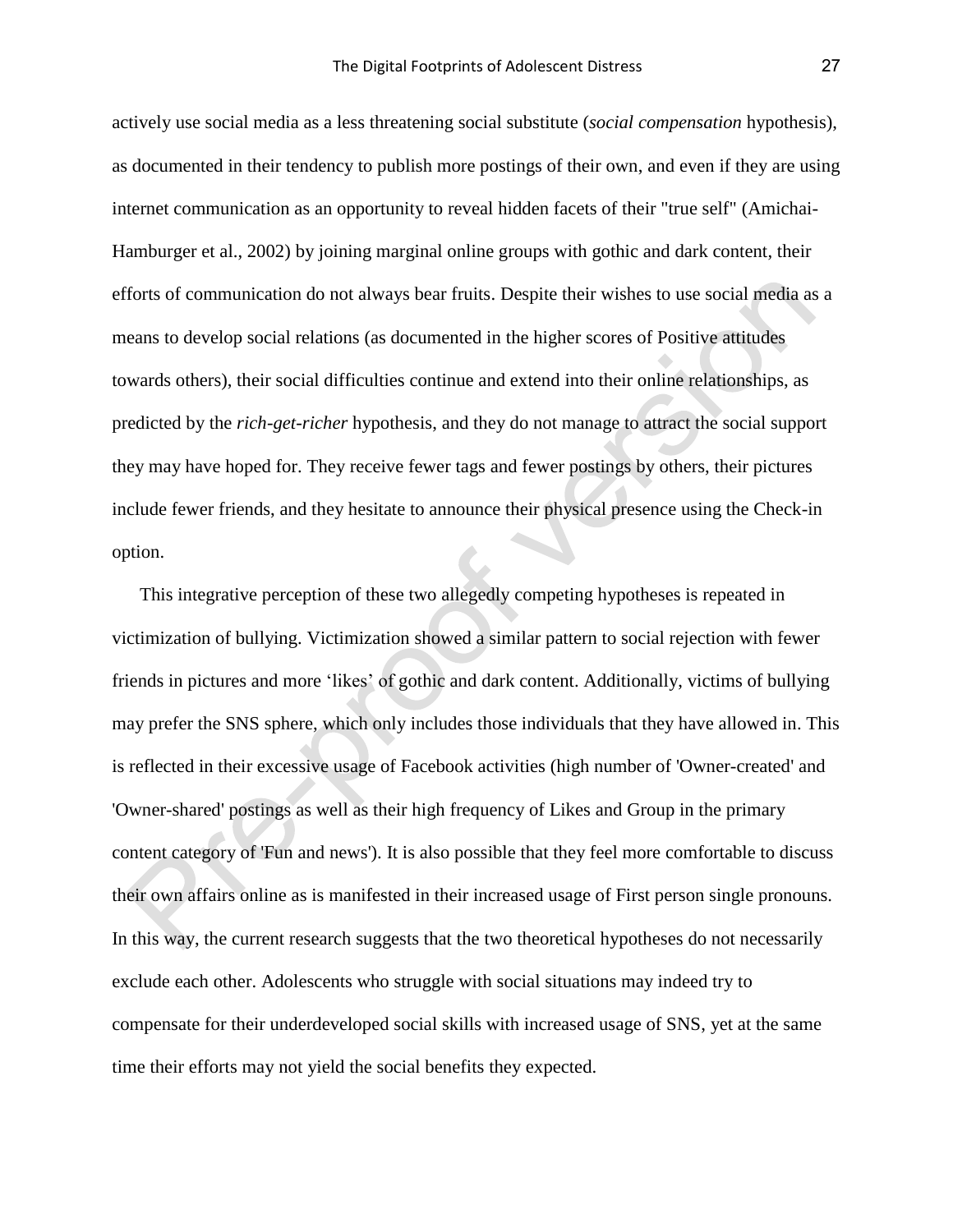actively use social media as a less threatening social substitute (*social compensation* hypothesis), as documented in their tendency to publish more postings of their own, and even if they are using internet communication as an opportunity to reveal hidden facets of their "true self" (Amichai-Hamburger et al., 2002) by joining marginal online groups with gothic and dark content, their efforts of communication do not always bear fruits. Despite their wishes to use social media as a means to develop social relations (as documented in the higher scores of Positive attitudes towards others), their social difficulties continue and extend into their online relationships, as predicted by the *rich-get-richer* hypothesis, and they do not manage to attract the social support they may have hoped for. They receive fewer tags and fewer postings by others, their pictures include fewer friends, and they hesitate to announce their physical presence using the Check-in option.

This integrative perception of these two allegedly competing hypotheses is repeated in victimization of bullying. Victimization showed a similar pattern to social rejection with fewer friends in pictures and more 'likes' of gothic and dark content. Additionally, victims of bullying may prefer the SNS sphere, which only includes those individuals that they have allowed in. This is reflected in their excessive usage of Facebook activities (high number of 'Owner-created' and 'Owner-shared' postings as well as their high frequency of Likes and Group in the primary content category of 'Fun and news'). It is also possible that they feel more comfortable to discuss their own affairs online as is manifested in their increased usage of First person single pronouns. In this way, the current research suggests that the two theoretical hypotheses do not necessarily exclude each other. Adolescents who struggle with social situations may indeed try to compensate for their underdeveloped social skills with increased usage of SNS, yet at the same time their efforts may not yield the social benefits they expected.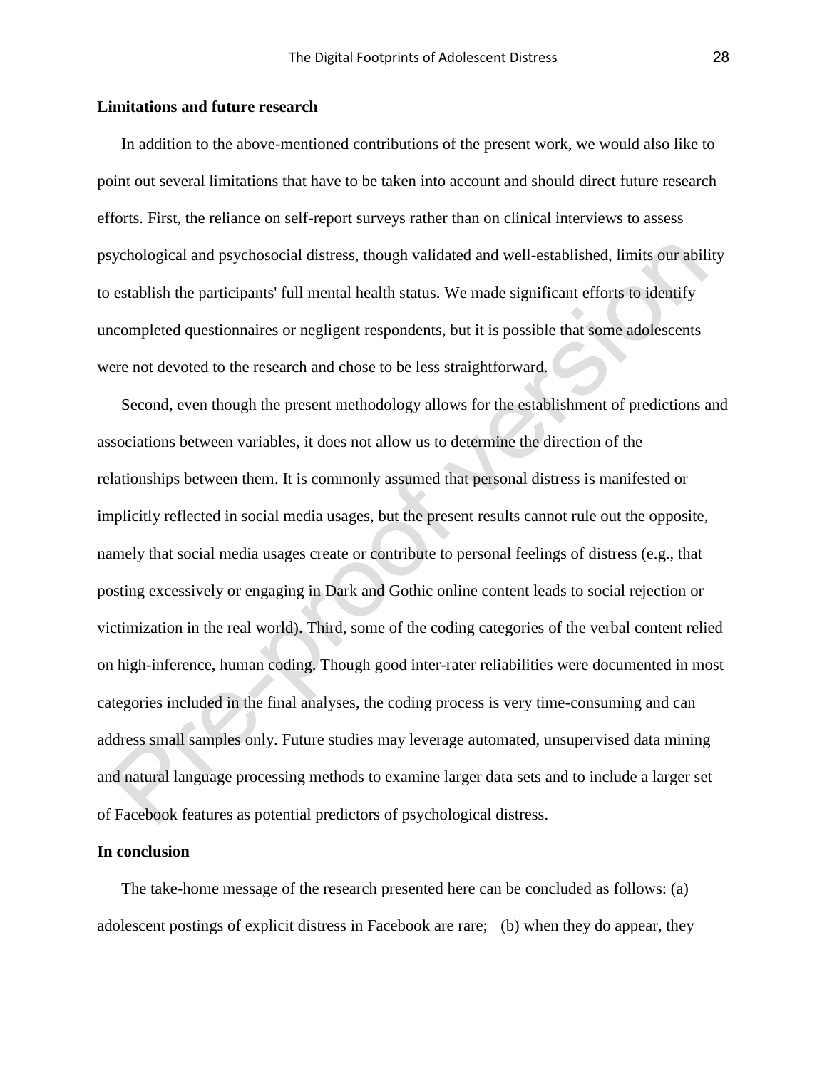**Limitations and future research**

In addition to the above-mentioned contributions of the present work, we would also like to point out several limitations that have to be taken into account and should direct future research efforts. First, the reliance on self-report surveys rather than on clinical interviews to assess psychological and psychosocial distress, though validated and well-established, limits our ability to establish the participants' full mental health status. We made significant efforts to identify uncompleted questionnaires or negligent respondents, but it is possible that some adolescents were not devoted to the research and chose to be less straightforward.

Second, even though the present methodology allows for the establishment of predictions and associations between variables, it does not allow us to determine the direction of the relationships between them. It is commonly assumed that personal distress is manifested or implicitly reflected in social media usages, but the present results cannot rule out the opposite, namely that social media usages create or contribute to personal feelings of distress (e.g., that posting excessively or engaging in Dark and Gothic online content leads to social rejection or victimization in the real world). Third, some of the coding categories of the verbal content relied on high-inference, human coding. Though good inter-rater reliabilities were documented in most categories included in the final analyses, the coding process is very time-consuming and can address small samples only. Future studies may leverage automated, unsupervised data mining and natural language processing methods to examine larger data sets and to include a larger set of Facebook features as potential predictors of psychological distress.

**In conclusion**

The take-home message of the research presented here can be concluded as follows: (a) adolescent postings of explicit distress in Facebook are rare; (b) when they do appear, they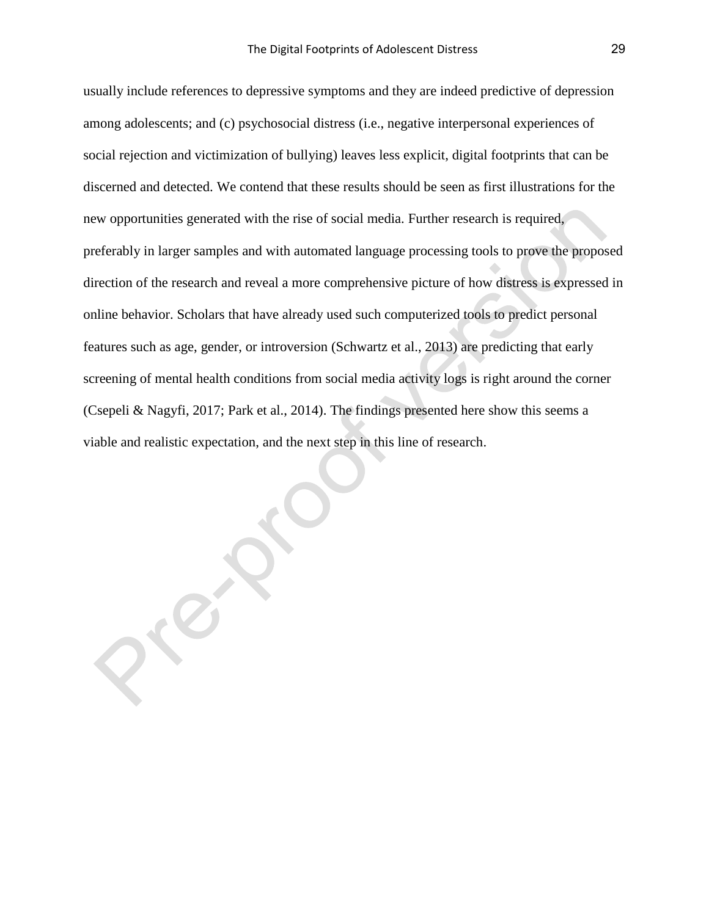usually include references to depressive symptoms and they are indeed predictive of depression among adolescents; and (c) psychosocial distress (i.e., negative interpersonal experiences of social rejection and victimization of bullying) leaves less explicit, digital footprints that can be discerned and detected. We contend that these results should be seen as first illustrations for the new opportunities generated with the rise of social media. Further research is required, preferably in larger samples and with automated language processing tools to prove the proposed direction of the research and reveal a more comprehensive picture of how distress is expressed in online behavior. Scholars that have already used such computerized tools to predict personal features such as age, gender, or introversion (Schwartz et al., 2013) are predicting that early screening of mental health conditions from social media activity logs is right around the corner (Csepeli & Nagyfi, 2017; Park et al., 2014). The findings presented here show this seems a viable and realistic expectation, and the next step in this line of research.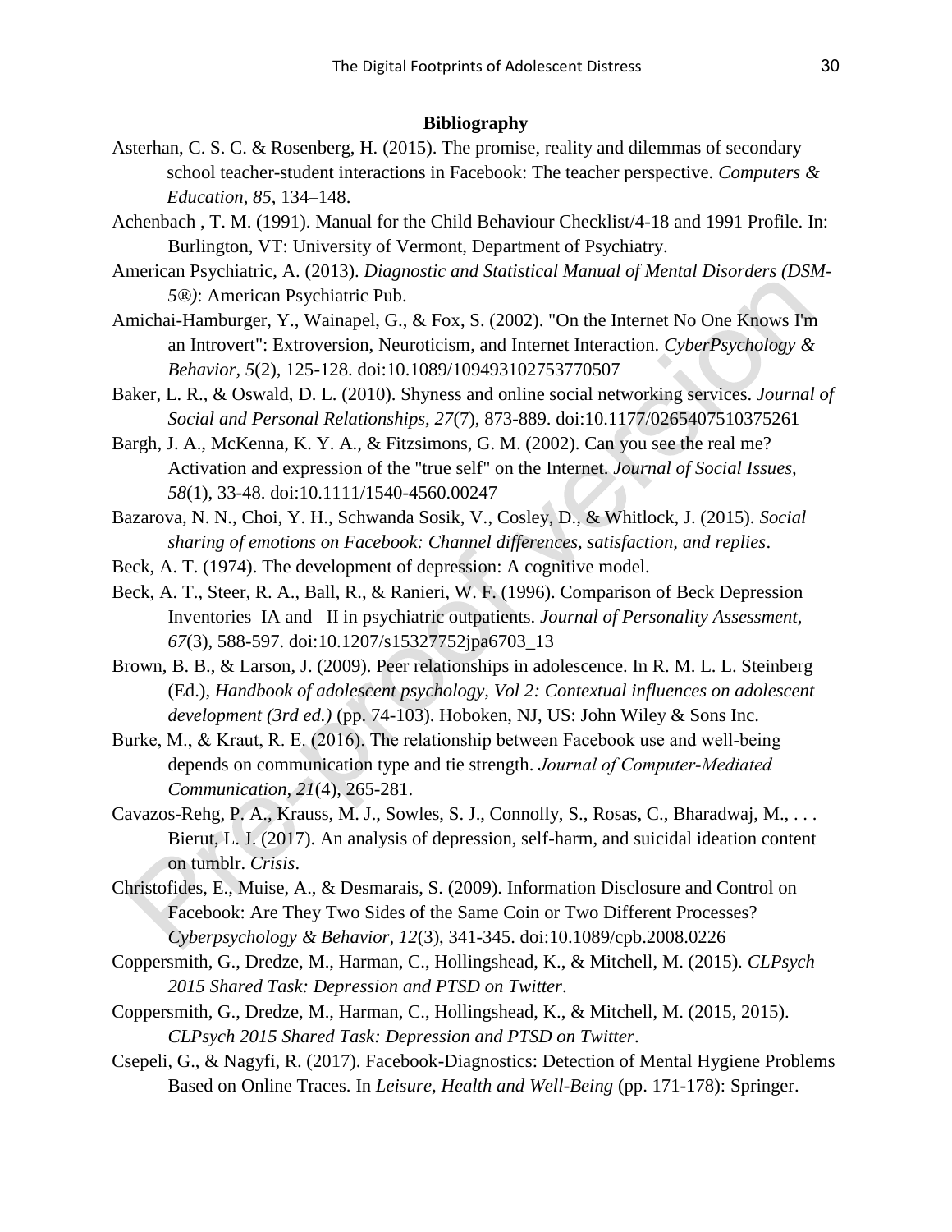**Bibliography**

Asterhan, C. S. C. & Rosenberg, H. (2015). The promise, reality and dilemmas of secondary school teacher-student interactions in Facebook: The teacher perspective. *Computers & Education, 85*, 134–148.

Achenbach , T. M. (1991). Manual for the Child Behaviour Checklist/4-18 and 1991 Profile. In: Burlington, VT: University of Vermont, Department of Psychiatry.

American Psychiatric, A. (2013). *Diagnostic and Statistical Manual of Mental Disorders (DSM-5®)*: American Psychiatric Pub.

Amichai-Hamburger, Y., Wainapel, G., & Fox, S. (2002). "On the Internet No One Knows I'm an Introvert": Extroversion, Neuroticism, and Internet Interaction. *CyberPsychology & Behavior, 5*(2), 125-128. doi:10.1089/109493102753770507

Baker, L. R., & Oswald, D. L. (2010). Shyness and online social networking services. *Journal of Social and Personal Relationships, 27*(7), 873-889. doi:10.1177/0265407510375261

Bargh, J. A., McKenna, K. Y. A., & Fitzsimons, G. M. (2002). Can you see the real me? Activation and expression of the "true self" on the Internet. *Journal of Social Issues, 58*(1), 33-48. doi:10.1111/1540-4560.00247

Bazarova, N. N., Choi, Y. H., Schwanda Sosik, V., Cosley, D., & Whitlock, J. (2015). *Social sharing of emotions on Facebook: Channel differences, satisfaction, and replies*.

Beck, A. T. (1974). The development of depression: A cognitive model.

Beck, A. T., Steer, R. A., Ball, R., & Ranieri, W. F. (1996). Comparison of Beck Depression Inventories–IA and –II in psychiatric outpatients. *Journal of Personality Assessment, 67*(3), 588-597. doi:10.1207/s15327752jpa6703_13

Brown, B. B., & Larson, J. (2009). Peer relationships in adolescence. In R. M. L. L. Steinberg (Ed.), *Handbook of adolescent psychology, Vol 2: Contextual influences on adolescent development (3rd ed.)* (pp. 74-103). Hoboken, NJ, US: John Wiley & Sons Inc.

Burke, M., & Kraut, R. E. (2016). The relationship between Facebook use and well-being depends on communication type and tie strength. *Journal of Computer-Mediated Communication, 21*(4), 265-281.

Cavazos-Rehg, P. A., Krauss, M. J., Sowles, S. J., Connolly, S., Rosas, C., Bharadwaj, M., . . . Bierut, L. J. (2017). An analysis of depression, self-harm, and suicidal ideation content on tumblr. *Crisis*.

Christofides, E., Muise, A., & Desmarais, S. (2009). Information Disclosure and Control on Facebook: Are They Two Sides of the Same Coin or Two Different Processes? *Cyberpsychology & Behavior, 12*(3), 341-345. doi:10.1089/cpb.2008.0226

Coppersmith, G., Dredze, M., Harman, C., Hollingshead, K., & Mitchell, M. (2015). *CLPsych 2015 Shared Task: Depression and PTSD on Twitter*.

Coppersmith, G., Dredze, M., Harman, C., Hollingshead, K., & Mitchell, M. (2015, 2015). *CLPsych 2015 Shared Task: Depression and PTSD on Twitter*.

Csepeli, G., & Nagyfi, R. (2017). Facebook-Diagnostics: Detection of Mental Hygiene Problems Based on Online Traces. In *Leisure, Health and Well-Being* (pp. 171-178): Springer.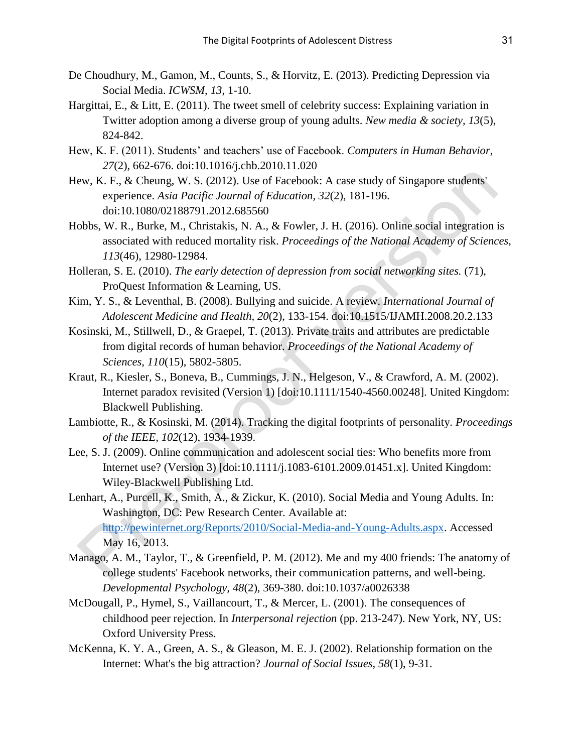De Choudhury, M., Gamon, M., Counts, S., & Horvitz, E. (2013). Predicting Depression via Social Media. *ICWSM, 13*, 1-10.

Hargittai, E., & Litt, E. (2011). The tweet smell of celebrity success: Explaining variation in Twitter adoption among a diverse group of young adults. *New media & society, 13*(5), 824-842.

Hew, K. F. (2011). Students' and teachers' use of Facebook. *Computers in Human Behavior, 27*(2), 662-676. doi:10.1016/j.chb.2010.11.020

Hew, K. F., & Cheung, W. S. (2012). Use of Facebook: A case study of Singapore students' experience. *Asia Pacific Journal of Education, 32*(2), 181-196. doi:10.1080/02188791.2012.685560

Hobbs, W. R., Burke, M., Christakis, N. A., & Fowler, J. H. (2016). Online social integration is associated with reduced mortality risk. *Proceedings of the National Academy of Sciences, 113*(46), 12980-12984.

Holleran, S. E. (2010). *The early detection of depression from social networking sites.* (71), ProQuest Information & Learning, US.

Kim, Y. S., & Leventhal, B. (2008). Bullying and suicide. A review. *International Journal of Adolescent Medicine and Health, 20*(2), 133-154. doi:10.1515/IJAMH.2008.20.2.133

Kosinski, M., Stillwell, D., & Graepel, T. (2013). Private traits and attributes are predictable from digital records of human behavior. *Proceedings of the National Academy of Sciences, 110*(15), 5802-5805.

Kraut, R., Kiesler, S., Boneva, B., Cummings, J. N., Helgeson, V., & Crawford, A. M. (2002). Internet paradox revisited (Version 1) [doi:10.1111/1540-4560.00248]. United Kingdom: Blackwell Publishing.

Lambiotte, R., & Kosinski, M. (2014). Tracking the digital footprints of personality. *Proceedings of the IEEE, 102*(12), 1934-1939.

Lee, S. J. (2009). Online communication and adolescent social ties: Who benefits more from Internet use? (Version 3) [doi:10.1111/j.1083-6101.2009.01451.x]. United Kingdom: Wiley-Blackwell Publishing Ltd.

Lenhart, A., Purcell, K., Smith, A., & Zickur, K. (2010). Social Media and Young Adults. In: Washington, DC: Pew Research Center. Available at: http://pewinternet.org/Reports/2010/Social-Media-and-Young-Adults.aspx. Accessed May 16, 2013.

Manago, A. M., Taylor, T., & Greenfield, P. M. (2012). Me and my 400 friends: The anatomy of college students' Facebook networks, their communication patterns, and well-being. *Developmental Psychology, 48*(2), 369-380. doi:10.1037/a0026338

McDougall, P., Hymel, S., Vaillancourt, T., & Mercer, L. (2001). The consequences of childhood peer rejection. In *Interpersonal rejection* (pp. 213-247). New York, NY, US: Oxford University Press.

McKenna, K. Y. A., Green, A. S., & Gleason, M. E. J. (2002). Relationship formation on the Internet: What's the big attraction? *Journal of Social Issues, 58*(1), 9-31.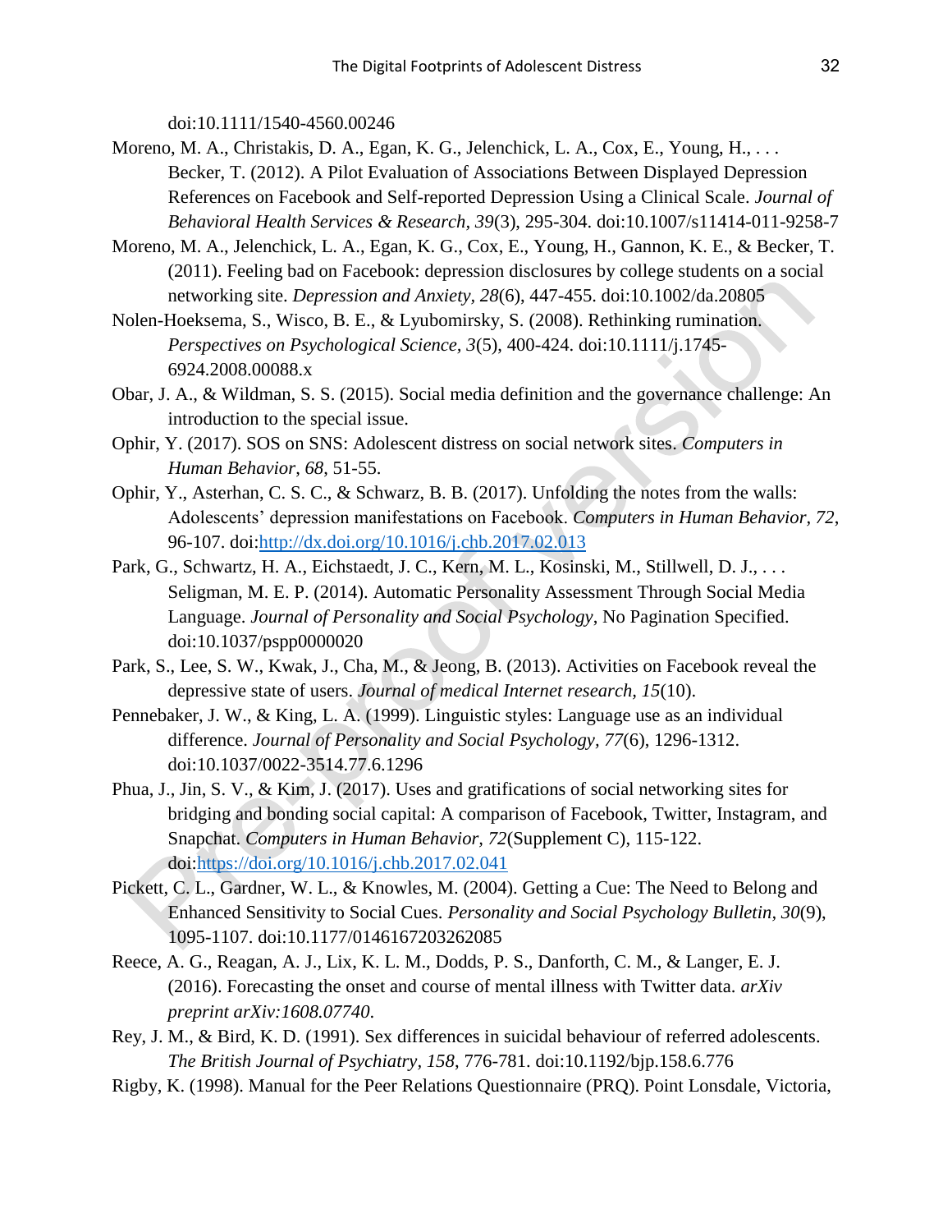doi:10.1111/1540-4560.00246

Moreno, M. A., Christakis, D. A., Egan, K. G., Jelenchick, L. A., Cox, E., Young, H., . . . Becker, T. (2012). A Pilot Evaluation of Associations Between Displayed Depression References on Facebook and Self-reported Depression Using a Clinical Scale. *Journal of Behavioral Health Services & Research, 39*(3), 295-304. doi:10.1007/s11414-011-9258-7

Moreno, M. A., Jelenchick, L. A., Egan, K. G., Cox, E., Young, H., Gannon, K. E., & Becker, T. (2011). Feeling bad on Facebook: depression disclosures by college students on a social networking site. *Depression and Anxiety, 28*(6), 447-455. doi:10.1002/da.20805

Nolen-Hoeksema, S., Wisco, B. E., & Lyubomirsky, S. (2008). Rethinking rumination. *Perspectives on Psychological Science, 3*(5), 400-424. doi:10.1111/j.1745-6924.2008.00088.x

Obar, J. A., & Wildman, S. S. (2015). Social media definition and the governance challenge: An introduction to the special issue.

Ophir, Y. (2017). SOS on SNS: Adolescent distress on social network sites. *Computers in Human Behavior, 68*, 51-55.

Ophir, Y., Asterhan, C. S. C., & Schwarz, B. B. (2017). Unfolding the notes from the walls: Adolescents' depression manifestations on Facebook. *Computers in Human Behavior, 72*, 96-107. doi:http://dx.doi.org/10.1016/j.chb.2017.02.013

Park, G., Schwartz, H. A., Eichstaedt, J. C., Kern, M. L., Kosinski, M., Stillwell, D. J., . . . Seligman, M. E. P. (2014). Automatic Personality Assessment Through Social Media Language. *Journal of Personality and Social Psychology*, No Pagination Specified. doi:10.1037/pspp0000020

Park, S., Lee, S. W., Kwak, J., Cha, M., & Jeong, B. (2013). Activities on Facebook reveal the depressive state of users. *Journal of medical Internet research, 15*(10).

Pennebaker, J. W., & King, L. A. (1999). Linguistic styles: Language use as an individual difference. *Journal of Personality and Social Psychology, 77*(6), 1296-1312. doi:10.1037/0022-3514.77.6.1296

Phua, J., Jin, S. V., & Kim, J. (2017). Uses and gratifications of social networking sites for bridging and bonding social capital: A comparison of Facebook, Twitter, Instagram, and Snapchat. *Computers in Human Behavior, 72*(Supplement C), 115-122. doi:https://doi.org/10.1016/j.chb.2017.02.041

Pickett, C. L., Gardner, W. L., & Knowles, M. (2004). Getting a Cue: The Need to Belong and Enhanced Sensitivity to Social Cues. *Personality and Social Psychology Bulletin, 30*(9), 1095-1107. doi:10.1177/0146167203262085

Reece, A. G., Reagan, A. J., Lix, K. L. M., Dodds, P. S., Danforth, C. M., & Langer, E. J. (2016). Forecasting the onset and course of mental illness with Twitter data. *arXiv preprint arXiv:1608.07740*.

Rey, J. M., & Bird, K. D. (1991). Sex differences in suicidal behaviour of referred adolescents. *The British Journal of Psychiatry, 158*, 776-781. doi:10.1192/bjp.158.6.776

Rigby, K. (1998). Manual for the Peer Relations Questionnaire (PRQ). Point Lonsdale, Victoria,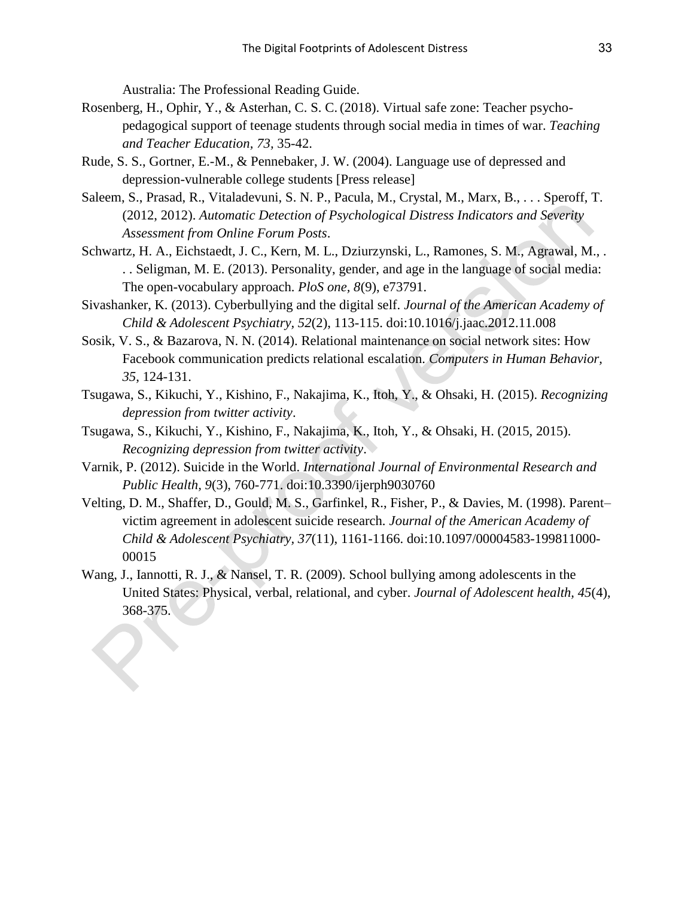Australia: The Professional Reading Guide.

Rosenberg, H., Ophir, Y., & Asterhan, C. S. C. (2018). Virtual safe zone: Teacher psycho-pedagogical support of teenage students through social media in times of war. *Teaching and Teacher Education, 73*, 35-42.

Rude, S. S., Gortner, E.-M., & Pennebaker, J. W. (2004). Language use of depressed and depression-vulnerable college students [Press release]

Saleem, S., Prasad, R., Vitaladevuni, S. N. P., Pacula, M., Crystal, M., Marx, B., . . . Speroff, T. (2012, 2012). *Automatic Detection of Psychological Distress Indicators and Severity Assessment from Online Forum Posts*.

Schwartz, H. A., Eichstaedt, J. C., Kern, M. L., Dziurzynski, L., Ramones, S. M., Agrawal, M., . . . Seligman, M. E. (2013). Personality, gender, and age in the language of social media: The open-vocabulary approach. *PloS one, 8*(9), e73791.

Sivashanker, K. (2013). Cyberbullying and the digital self. *Journal of the American Academy of Child & Adolescent Psychiatry, 52*(2), 113-115. doi:10.1016/j.jaac.2012.11.008

Sosik, V. S., & Bazarova, N. N. (2014). Relational maintenance on social network sites: How Facebook communication predicts relational escalation. *Computers in Human Behavior, 35*, 124-131.

Tsugawa, S., Kikuchi, Y., Kishino, F., Nakajima, K., Itoh, Y., & Ohsaki, H. (2015). *Recognizing depression from twitter activity*.

Tsugawa, S., Kikuchi, Y., Kishino, F., Nakajima, K., Itoh, Y., & Ohsaki, H. (2015, 2015). *Recognizing depression from twitter activity*.

Varnik, P. (2012). Suicide in the World. *International Journal of Environmental Research and Public Health, 9*(3), 760-771. doi:10.3390/ijerph9030760

Velting, D. M., Shaffer, D., Gould, M. S., Garfinkel, R., Fisher, P., & Davies, M. (1998). Parent–victim agreement in adolescent suicide research. *Journal of the American Academy of Child & Adolescent Psychiatry, 37*(11), 1161-1166. doi:10.1097/00004583-199811000-00015

Wang, J., Iannotti, R. J., & Nansel, T. R. (2009). School bullying among adolescents in the United States: Physical, verbal, relational, and cyber. *Journal of Adolescent health, 45*(4), 368-375.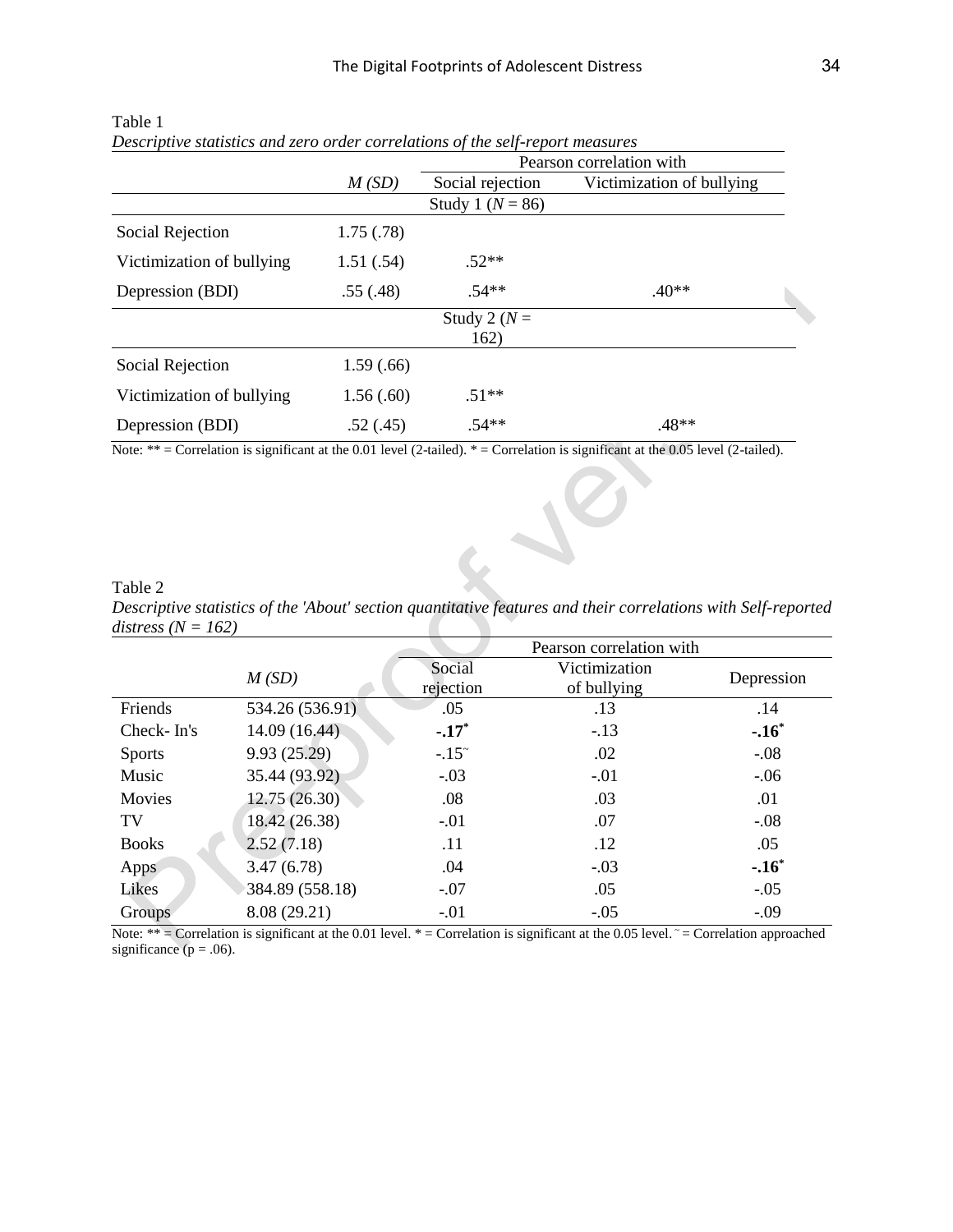Table 1

*Descriptive statistics and zero order correlations of the self-report measures*

| | *M (SD)* | Pearson correlation with | |
|---|---|---|---|
| | | Social rejection | Victimization of bullying |
| | | Study 1 (*N* = 86) | |
| Social Rejection | 1.75 (.78) | | |
| Victimization of bullying | 1.51 (.54) | .52** | |
| Depression (BDI) | .55 (.48) | .54** | .40** |
| | | Study 2 (*N* = 162) | |
| Social Rejection | 1.59 (.66) | | |
| Victimization of bullying | 1.56 (.60) | .51** | |
| Depression (BDI) | .52 (.45) | .54** | .48** |

Note: ** = Correlation is significant at the 0.01 level (2-tailed). * = Correlation is significant at the 0.05 level (2-tailed).

Table 2

*Descriptive statistics of the 'About' section quantitative features and their correlations with Self-reported distress (N = 162)*

| | *M (SD)* | Pearson correlation with | | |
|---|---|---|---|---|
| | | Social rejection | Victimization of bullying | Depression |
| Friends | 534.26 (536.91) | .05 | .13 | .14 |
| Check- In's | 14.09 (16.44) | **-.17*** | -.13 | **-.16*** |
| Sports | 9.93 (25.29) | -.15~ | .02 | -.08 |
| Music | 35.44 (93.92) | -.03 | -.01 | -.06 |
| Movies | 12.75 (26.30) | .08 | .03 | .01 |
| TV | 18.42 (26.38) | -.01 | .07 | -.08 |
| Books | 2.52 (7.18) | .11 | .12 | .05 |
| Apps | 3.47 (6.78) | .04 | -.03 | **-.16*** |
| Likes | 384.89 (558.18) | -.07 | .05 | -.05 |
| Groups | 8.08 (29.21) | -.01 | -.05 | -.09 |

Note: ** = Correlation is significant at the 0.01 level. * = Correlation is significant at the 0.05 level. ~ = Correlation approached significance (p = .06).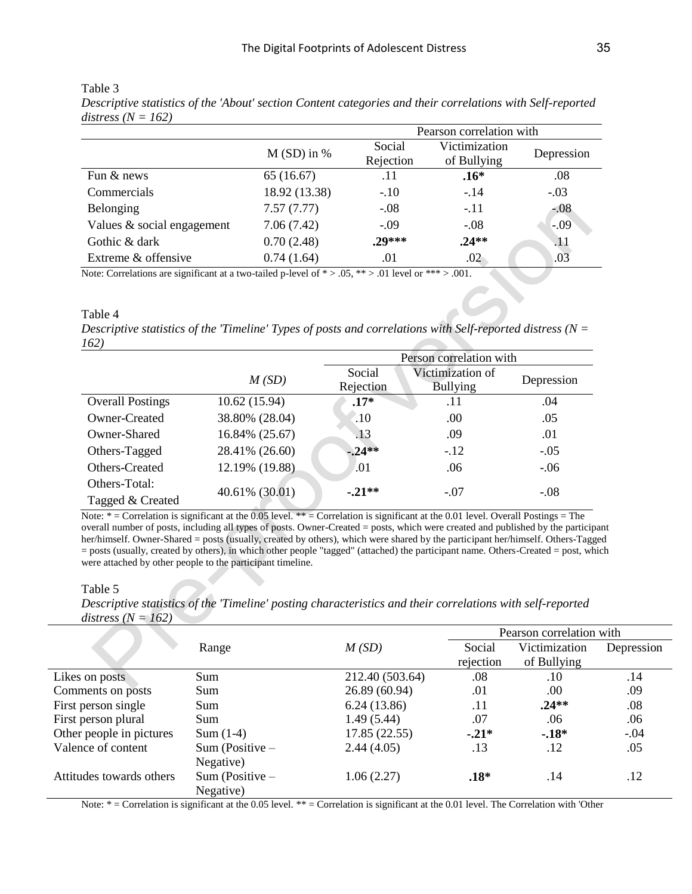Table 3

*Descriptive statistics of the 'About' section Content categories and their correlations with Self-reported distress (N = 162)*

| | M (SD) in % | Pearson correlation with | | |
|---|---|---|---|---|
| | | Social Rejection | Victimization of Bullying | Depression |
| Fun & news | 65 (16.67) | .11 | **.16*** | .08 |
| Commercials | 18.92 (13.38) | -.10 | -.14 | -.03 |
| Belonging | 7.57 (7.77) | -.08 | -.11 | -.08 |
| Values & social engagement | 7.06 (7.42) | -.09 | -.08 | -.09 |
| Gothic & dark | 0.70 (2.48) | **.29***** | **.24**** | .11 |
| Extreme & offensive | 0.74 (1.64) | .01 | .02 | .03 |

Note: Correlations are significant at a two-tailed p-level of * > .05, ** > .01 level or *** > .001.

Table 4

*Descriptive statistics of the 'Timeline' Types of posts and correlations with Self-reported distress (N = 162)*

| | *M (SD)* | Person correlation with | | |
|---|---|---|---|---|
| | | Social Rejection | Victimization of Bullying | Depression |
| Overall Postings | 10.62 (15.94) | **.17*** | .11 | .04 |
| Owner-Created | 38.80% (28.04) | .10 | .00 | .05 |
| Owner-Shared | 16.84% (25.67) | .13 | .09 | .01 |
| Others-Tagged | 28.41% (26.60) | **-.24**** | -.12 | -.05 |
| Others-Created | 12.19% (19.88) | .01 | .06 | -.06 |
| Others-Total: Tagged & Created | 40.61% (30.01) | **-.21**** | -.07 | -.08 |

Note: * = Correlation is significant at the 0.05 level. ** = Correlation is significant at the 0.01 level. Overall Postings = The overall number of posts, including all types of posts. Owner-Created = posts, which were created and published by the participant her/himself. Owner-Shared = posts (usually, created by others), which were shared by the participant her/himself. Others-Tagged = posts (usually, created by others), in which other people "tagged" (attached) the participant name. Others-Created = post, which were attached by other people to the participant timeline.

Table 5

*Descriptive statistics of the 'Timeline' posting characteristics and their correlations with self-reported distress (N = 162)*

| | Range | *M (SD)* | Pearson correlation with | | |
|---|---|---|---|---|---|
| | | | Social rejection | Victimization of Bullying | Depression |
| Likes on posts | Sum | 212.40 (503.64) | .08 | .10 | .14 |
| Comments on posts | Sum | 26.89 (60.94) | .01 | .00 | .09 |
| First person single | Sum | 6.24 (13.86) | .11 | **.24**** | .08 |
| First person plural | Sum | 1.49 (5.44) | .07 | .06 | .06 |
| Other people in pictures | Sum (1-4) | 17.85 (22.55) | **-.21*** | **-.18*** | -.04 |
| Valence of content | Sum (Positive – Negative) | 2.44 (4.05) | .13 | .12 | .05 |
| Attitudes towards others | Sum (Positive – Negative) | 1.06 (2.27) | **.18*** | .14 | .12 |

Note: * = Correlation is significant at the 0.05 level. ** = Correlation is significant at the 0.01 level. The Correlation with 'Other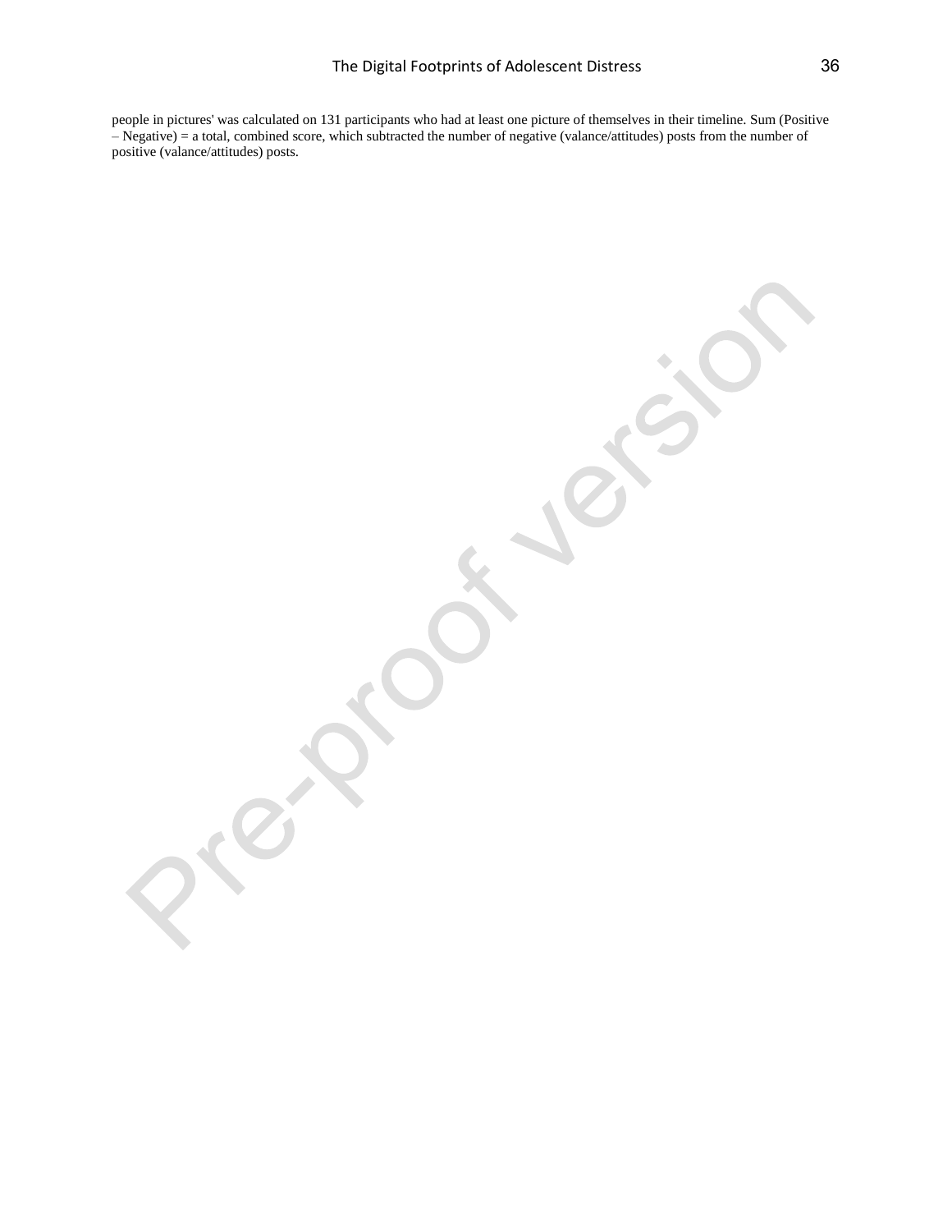people in pictures' was calculated on 131 participants who had at least one picture of themselves in their timeline. Sum (Positive – Negative) = a total, combined score, which subtracted the number of negative (valance/attitudes) posts from the number of positive (valance/attitudes) posts.